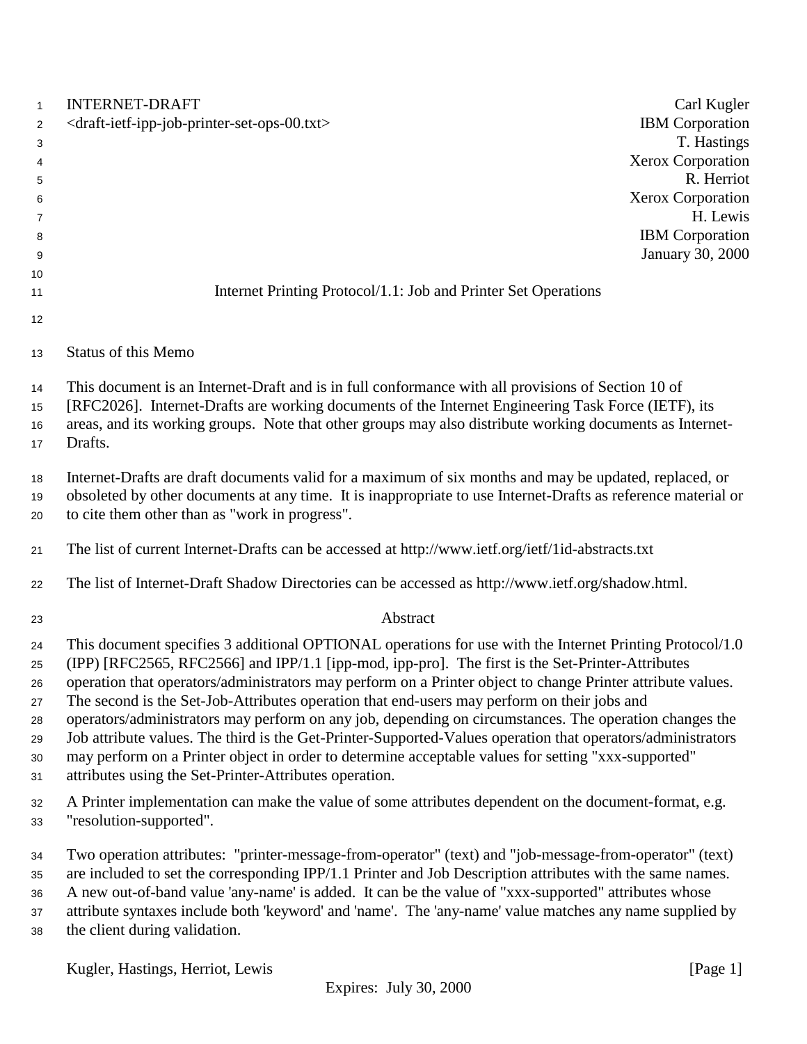INTERNET-DRAFT <draft-ietf-ipp-job-printer-set-ops-00.txt>

Carl Kugler
IBM Corporation
T. Hastings
Xerox Corporation
R. Herriot
Xerox Corporation
H. Lewis
IBM Corporation
January 30, 2000

# Internet Printing Protocol/1.1: Job and Printer Set Operations

## Status of this Memo

This document is an Internet-Draft and is in full conformance with all provisions of Section 10 of [RFC2026]. Internet-Drafts are working documents of the Internet Engineering Task Force (IETF), its areas, and its working groups. Note that other groups may also distribute working documents as Internet-Drafts.

Internet-Drafts are draft documents valid for a maximum of six months and may be updated, replaced, or obsoleted by other documents at any time. It is inappropriate to use Internet-Drafts as reference material or to cite them other than as "work in progress".

The list of current Internet-Drafts can be accessed at http://www.ietf.org/ietf/1id-abstracts.txt

The list of Internet-Draft Shadow Directories can be accessed as http://www.ietf.org/shadow.html.

## Abstract

This document specifies 3 additional OPTIONAL operations for use with the Internet Printing Protocol/1.0 (IPP) [RFC2565, RFC2566] and IPP/1.1 [ipp-mod, ipp-pro]. The first is the Set-Printer-Attributes operation that operators/administrators may perform on a Printer object to change Printer attribute values. The second is the Set-Job-Attributes operation that end-users may perform on their jobs and operators/administrators may perform on any job, depending on circumstances. The operation changes the Job attribute values. The third is the Get-Printer-Supported-Values operation that operators/administrators may perform on a Printer object in order to determine acceptable values for setting "xxx-supported" attributes using the Set-Printer-Attributes operation.

A Printer implementation can make the value of some attributes dependent on the document-format, e.g. "resolution-supported".

Two operation attributes: "printer-message-from-operator" (text) and "job-message-from-operator" (text) are included to set the corresponding IPP/1.1 Printer and Job Description attributes with the same names. A new out-of-band value 'any-name' is added. It can be the value of "xxx-supported" attributes whose attribute syntaxes include both 'keyword' and 'name'. The 'any-name' value matches any name supplied by the client during validation.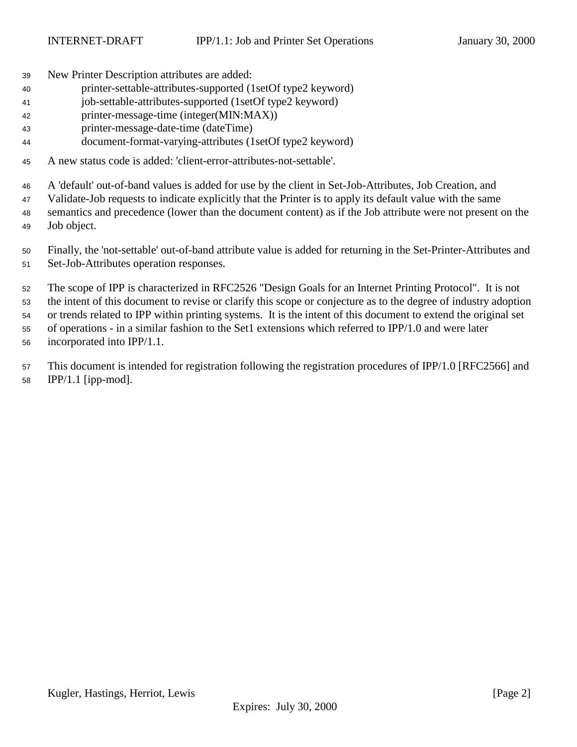New Printer Description attributes are added:

- printer-settable-attributes-supported (1setOf type2 keyword)
- job-settable-attributes-supported (1setOf type2 keyword)
- printer-message-time (integer(MIN:MAX))
- printer-message-date-time (dateTime)
- document-format-varying-attributes (1setOf type2 keyword)

A new status code is added: 'client-error-attributes-not-settable'.

A 'default' out-of-band values is added for use by the client in Set-Job-Attributes, Job Creation, and Validate-Job requests to indicate explicitly that the Printer is to apply its default value with the same semantics and precedence (lower than the document content) as if the Job attribute were not present on the Job object.

Finally, the 'not-settable' out-of-band attribute value is added for returning in the Set-Printer-Attributes and Set-Job-Attributes operation responses.

The scope of IPP is characterized in RFC2526 "Design Goals for an Internet Printing Protocol". It is not the intent of this document to revise or clarify this scope or conjecture as to the degree of industry adoption or trends related to IPP within printing systems. It is the intent of this document to extend the original set of operations - in a similar fashion to the Set1 extensions which referred to IPP/1.0 and were later incorporated into IPP/1.1.

This document is intended for registration following the registration procedures of IPP/1.0 [RFC2566] and IPP/1.1 [ipp-mod].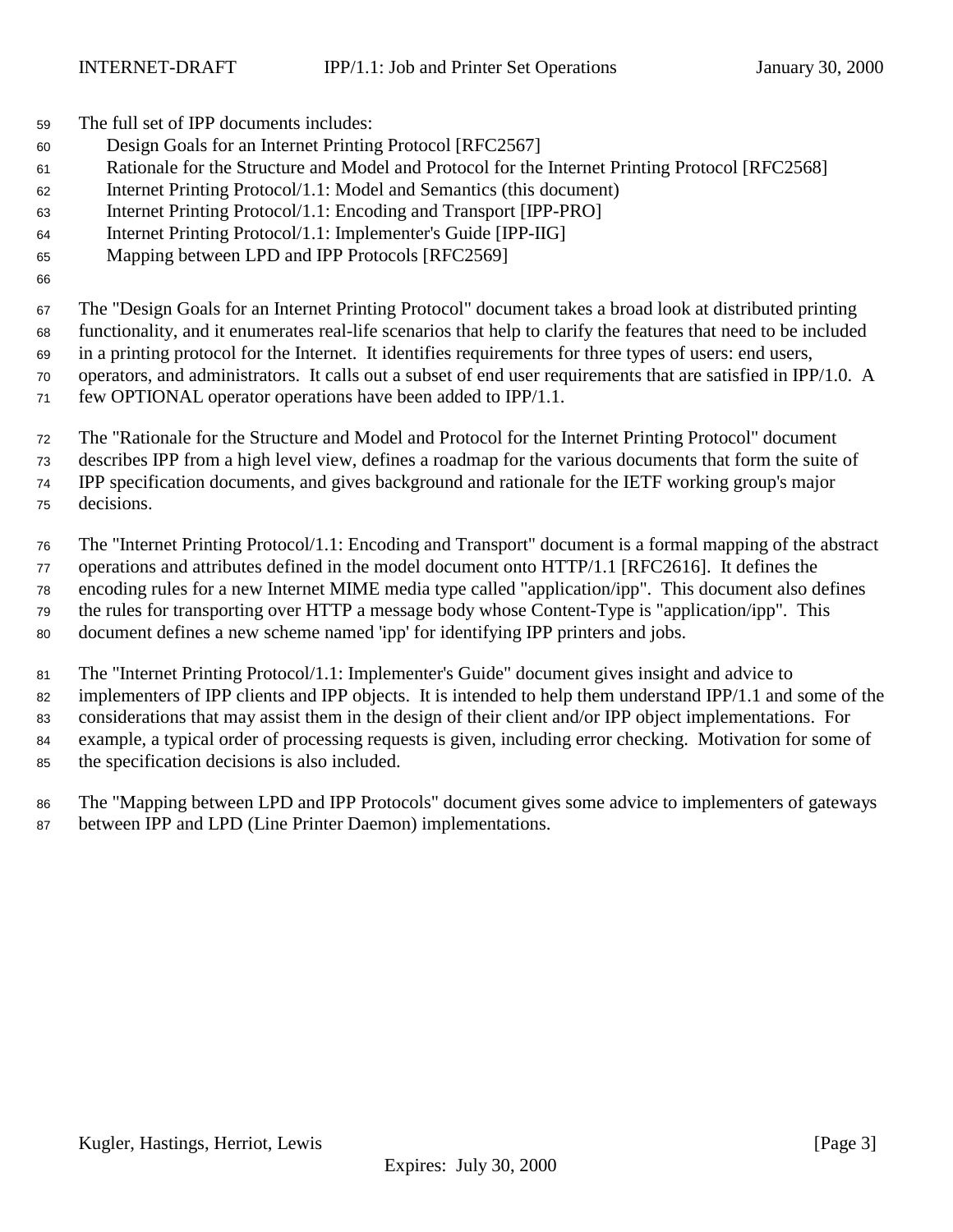The full set of IPP documents includes:

- Design Goals for an Internet Printing Protocol [RFC2567]
- Rationale for the Structure and Model and Protocol for the Internet Printing Protocol [RFC2568]
- Internet Printing Protocol/1.1: Model and Semantics (this document)
- Internet Printing Protocol/1.1: Encoding and Transport [IPP-PRO]
- Internet Printing Protocol/1.1: Implementer's Guide [IPP-IIG]
- Mapping between LPD and IPP Protocols [RFC2569]

The "Design Goals for an Internet Printing Protocol" document takes a broad look at distributed printing functionality, and it enumerates real-life scenarios that help to clarify the features that need to be included in a printing protocol for the Internet. It identifies requirements for three types of users: end users, operators, and administrators. It calls out a subset of end user requirements that are satisfied in IPP/1.0. A few OPTIONAL operator operations have been added to IPP/1.1.

The "Rationale for the Structure and Model and Protocol for the Internet Printing Protocol" document describes IPP from a high level view, defines a roadmap for the various documents that form the suite of IPP specification documents, and gives background and rationale for the IETF working group's major decisions.

The "Internet Printing Protocol/1.1: Encoding and Transport" document is a formal mapping of the abstract operations and attributes defined in the model document onto HTTP/1.1 [RFC2616]. It defines the encoding rules for a new Internet MIME media type called "application/ipp". This document also defines the rules for transporting over HTTP a message body whose Content-Type is "application/ipp". This document defines a new scheme named 'ipp' for identifying IPP printers and jobs.

The "Internet Printing Protocol/1.1: Implementer's Guide" document gives insight and advice to implementers of IPP clients and IPP objects. It is intended to help them understand IPP/1.1 and some of the considerations that may assist them in the design of their client and/or IPP object implementations. For example, a typical order of processing requests is given, including error checking. Motivation for some of the specification decisions is also included.

The "Mapping between LPD and IPP Protocols" document gives some advice to implementers of gateways between IPP and LPD (Line Printer Daemon) implementations.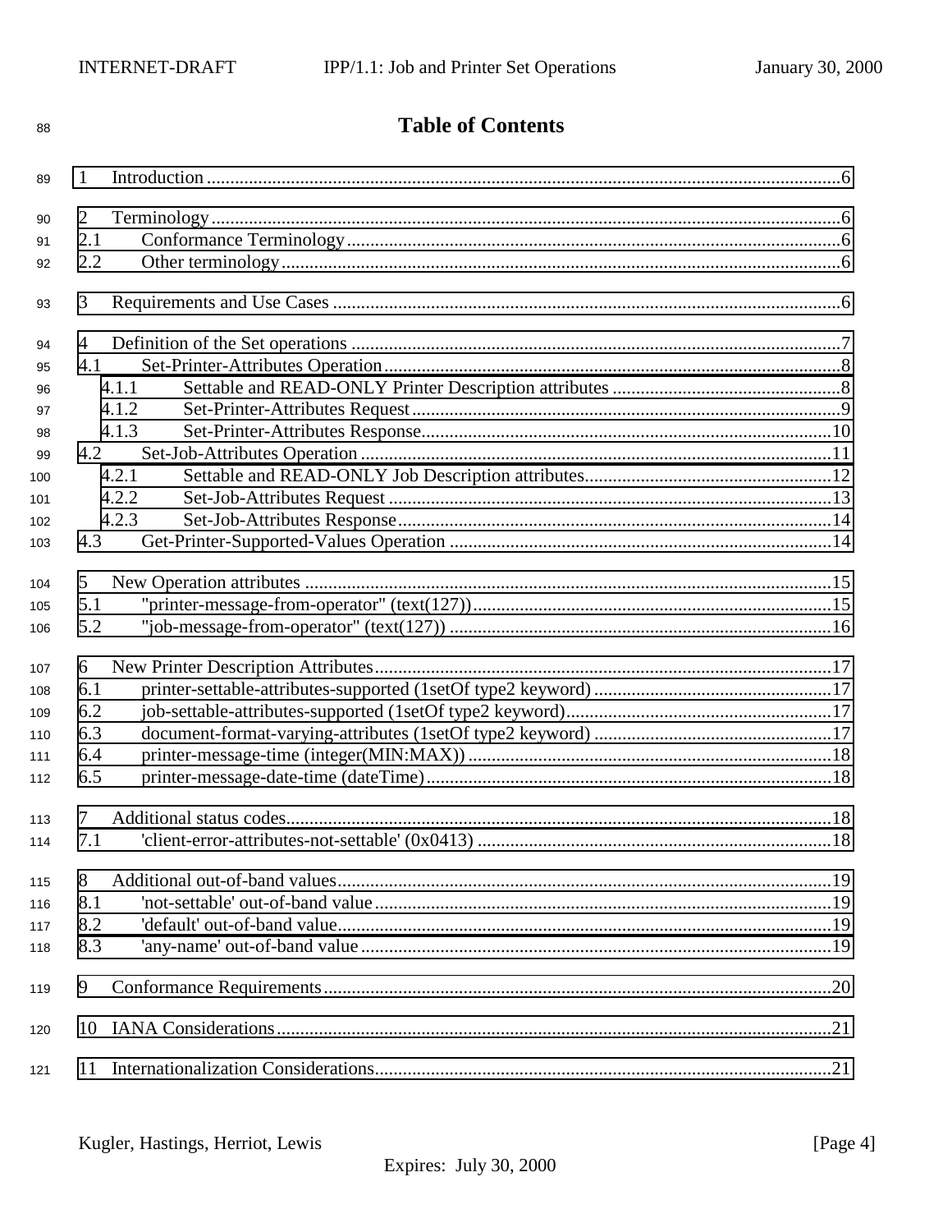# Table of Contents

1 Introduction ......6

2 Terminology ......6
- 2.1 Conformance Terminology ......6
- 2.2 Other terminology ......6

3 Requirements and Use Cases ......6

4 Definition of the Set operations ......7
- 4.1 Set-Printer-Attributes Operation ......8
  - 4.1.1 Settable and READ-ONLY Printer Description attributes ......8
  - 4.1.2 Set-Printer-Attributes Request ......9
  - 4.1.3 Set-Printer-Attributes Response ......10
- 4.2 Set-Job-Attributes Operation ......11
  - 4.2.1 Settable and READ-ONLY Job Description attributes ......12
  - 4.2.2 Set-Job-Attributes Request ......13
  - 4.2.3 Set-Job-Attributes Response ......14
- 4.3 Get-Printer-Supported-Values Operation ......14

5 New Operation attributes ......15
- 5.1 "printer-message-from-operator" (text(127)) ......15
- 5.2 "job-message-from-operator" (text(127)) ......16

6 New Printer Description Attributes ......17
- 6.1 printer-settable-attributes-supported (1setOf type2 keyword) ......17
- 6.2 job-settable-attributes-supported (1setOf type2 keyword) ......17
- 6.3 document-format-varying-attributes (1setOf type2 keyword) ......17
- 6.4 printer-message-time (integer(MIN:MAX)) ......18
- 6.5 printer-message-date-time (dateTime) ......18

7 Additional status codes ......18
- 7.1 'client-error-attributes-not-settable' (0x0413) ......18

8 Additional out-of-band values ......19
- 8.1 'not-settable' out-of-band value ......19
- 8.2 'default' out-of-band value ......19
- 8.3 'any-name' out-of-band value ......19

9 Conformance Requirements ......20

10 IANA Considerations ......21

11 Internationalization Considerations ......21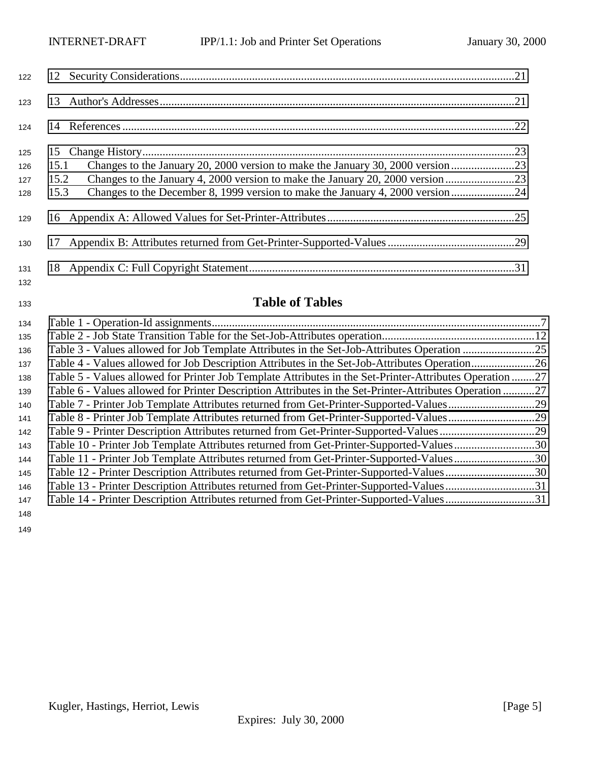12 Security Considerations....................................................................................................................21

13 Author's Addresses...........................................................................................................................21

14 References........................................................................................................................................22

15 Change History..................................................................................................................................23
15.1 Changes to the January 20, 2000 version to make the January 30, 2000 version......................23
15.2 Changes to the January 4, 2000 version to make the January 20, 2000 version........................23
15.3 Changes to the December 8, 1999 version to make the January 4, 2000 version......................24

16 Appendix A: Allowed Values for Set-Printer-Attributes.................................................................25

17 Appendix B: Attributes returned from Get-Printer-Supported-Values............................................29

18 Appendix C: Full Copyright Statement............................................................................................31

## Table of Tables

Table 1 - Operation-Id assignments...................................................................................................................7
Table 2 - Job State Transition Table for the Set-Job-Attributes operation.....................................................12
Table 3 - Values allowed for Job Template Attributes in the Set-Job-Attributes Operation .........................25
Table 4 - Values allowed for Job Description Attributes in the Set-Job-Attributes Operation......................26
Table 5 - Values allowed for Printer Job Template Attributes in the Set-Printer-Attributes Operation ........27
Table 6 - Values allowed for Printer Description Attributes in the Set-Printer-Attributes Operation ...........27
Table 7 - Printer Job Template Attributes returned from Get-Printer-Supported-Values..............................29
Table 8 - Printer Job Template Attributes returned from Get-Printer-Supported-Values..............................29
Table 9 - Printer Description Attributes returned from Get-Printer-Supported-Values.................................29
Table 10 - Printer Job Template Attributes returned from Get-Printer-Supported-Values............................30
Table 11 - Printer Job Template Attributes returned from Get-Printer-Supported-Values............................30
Table 12 - Printer Description Attributes returned from Get-Printer-Supported-Values...............................30
Table 13 - Printer Description Attributes returned from Get-Printer-Supported-Values...............................31
Table 14 - Printer Description Attributes returned from Get-Printer-Supported-Values...............................31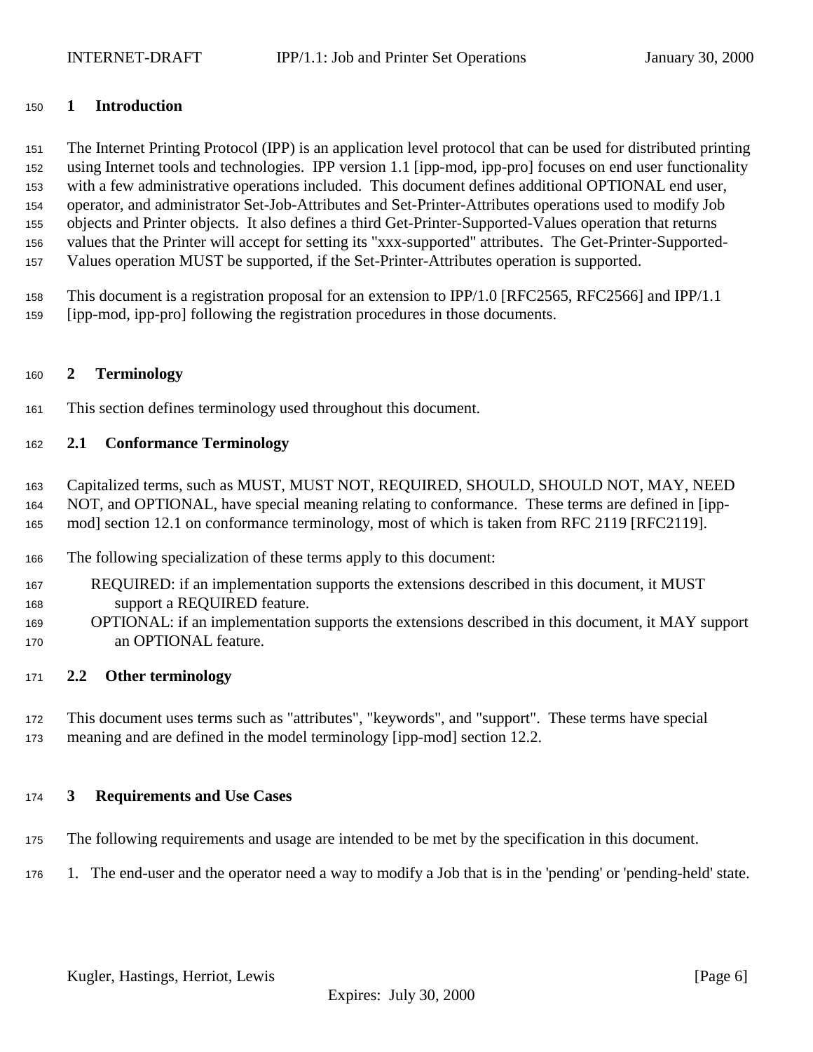# 1 Introduction

The Internet Printing Protocol (IPP) is an application level protocol that can be used for distributed printing using Internet tools and technologies. IPP version 1.1 [ipp-mod, ipp-pro] focuses on end user functionality with a few administrative operations included. This document defines additional OPTIONAL end user, operator, and administrator Set-Job-Attributes and Set-Printer-Attributes operations used to modify Job objects and Printer objects. It also defines a third Get-Printer-Supported-Values operation that returns values that the Printer will accept for setting its "xxx-supported" attributes. The Get-Printer-Supported-Values operation MUST be supported, if the Set-Printer-Attributes operation is supported.

This document is a registration proposal for an extension to IPP/1.0 [RFC2565, RFC2566] and IPP/1.1 [ipp-mod, ipp-pro] following the registration procedures in those documents.

# 2 Terminology

This section defines terminology used throughout this document.

## 2.1 Conformance Terminology

Capitalized terms, such as MUST, MUST NOT, REQUIRED, SHOULD, SHOULD NOT, MAY, NEED NOT, and OPTIONAL, have special meaning relating to conformance. These terms are defined in [ipp-mod] section 12.1 on conformance terminology, most of which is taken from RFC 2119 [RFC2119].

The following specialization of these terms apply to this document:

REQUIRED: if an implementation supports the extensions described in this document, it MUST support a REQUIRED feature.

OPTIONAL: if an implementation supports the extensions described in this document, it MAY support an OPTIONAL feature.

## 2.2 Other terminology

This document uses terms such as "attributes", "keywords", and "support". These terms have special meaning and are defined in the model terminology [ipp-mod] section 12.2.

# 3 Requirements and Use Cases

The following requirements and usage are intended to be met by the specification in this document.

1. The end-user and the operator need a way to modify a Job that is in the 'pending' or 'pending-held' state.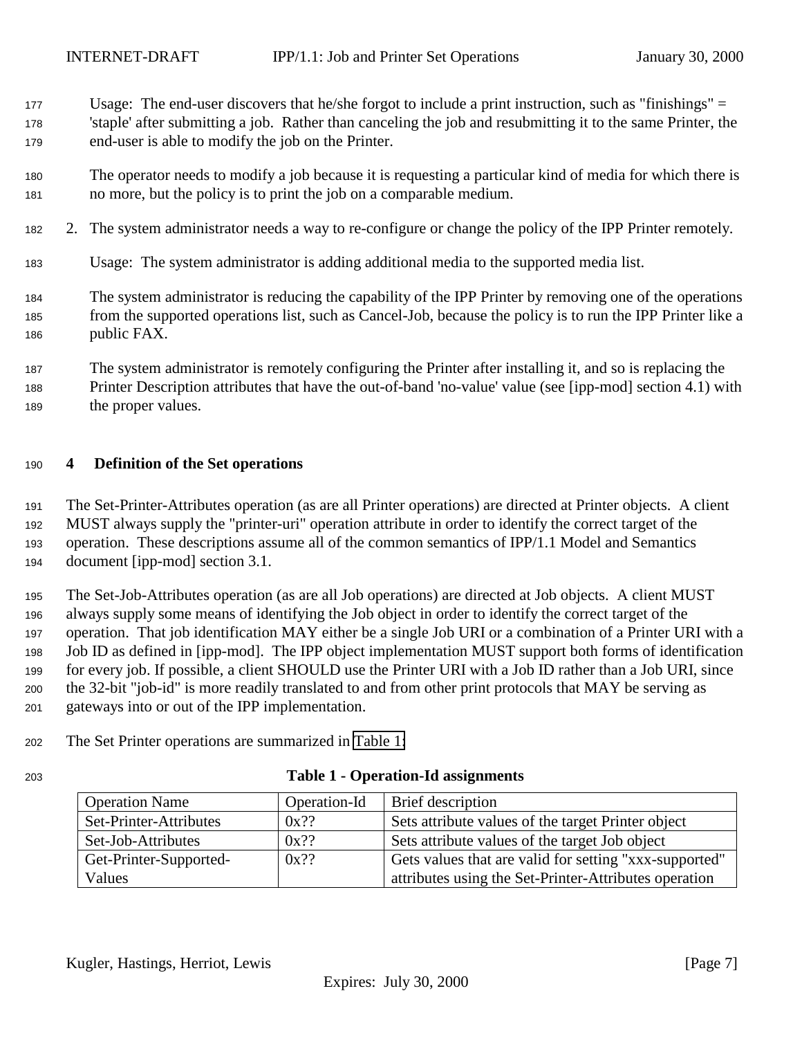Usage: The end-user discovers that he/she forgot to include a print instruction, such as "finishings" = 'staple' after submitting a job. Rather than canceling the job and resubmitting it to the same Printer, the end-user is able to modify the job on the Printer.

The operator needs to modify a job because it is requesting a particular kind of media for which there is no more, but the policy is to print the job on a comparable medium.

2. The system administrator needs a way to re-configure or change the policy of the IPP Printer remotely.

   Usage: The system administrator is adding additional media to the supported media list.

   The system administrator is reducing the capability of the IPP Printer by removing one of the operations from the supported operations list, such as Cancel-Job, because the policy is to run the IPP Printer like a public FAX.

   The system administrator is remotely configuring the Printer after installing it, and so is replacing the Printer Description attributes that have the out-of-band 'no-value' value (see [ipp-mod] section 4.1) with the proper values.

# 4 Definition of the Set operations

The Set-Printer-Attributes operation (as are all Printer operations) are directed at Printer objects. A client MUST always supply the "printer-uri" operation attribute in order to identify the correct target of the operation. These descriptions assume all of the common semantics of IPP/1.1 Model and Semantics document [ipp-mod] section 3.1.

The Set-Job-Attributes operation (as are all Job operations) are directed at Job objects. A client MUST always supply some means of identifying the Job object in order to identify the correct target of the operation. That job identification MAY either be a single Job URI or a combination of a Printer URI with a Job ID as defined in [ipp-mod]. The IPP object implementation MUST support both forms of identification for every job. If possible, a client SHOULD use the Printer URI with a Job ID rather than a Job URI, since the 32-bit "job-id" is more readily translated to and from other print protocols that MAY be serving as gateways into or out of the IPP implementation.

The Set Printer operations are summarized in Table 1:

**Table 1 - Operation-Id assignments**

| Operation Name | Operation-Id | Brief description |
|---|---|---|
| Set-Printer-Attributes | 0x?? | Sets attribute values of the target Printer object |
| Set-Job-Attributes | 0x?? | Sets attribute values of the target Job object |
| Get-Printer-Supported-Values | 0x?? | Gets values that are valid for setting "xxx-supported" attributes using the Set-Printer-Attributes operation |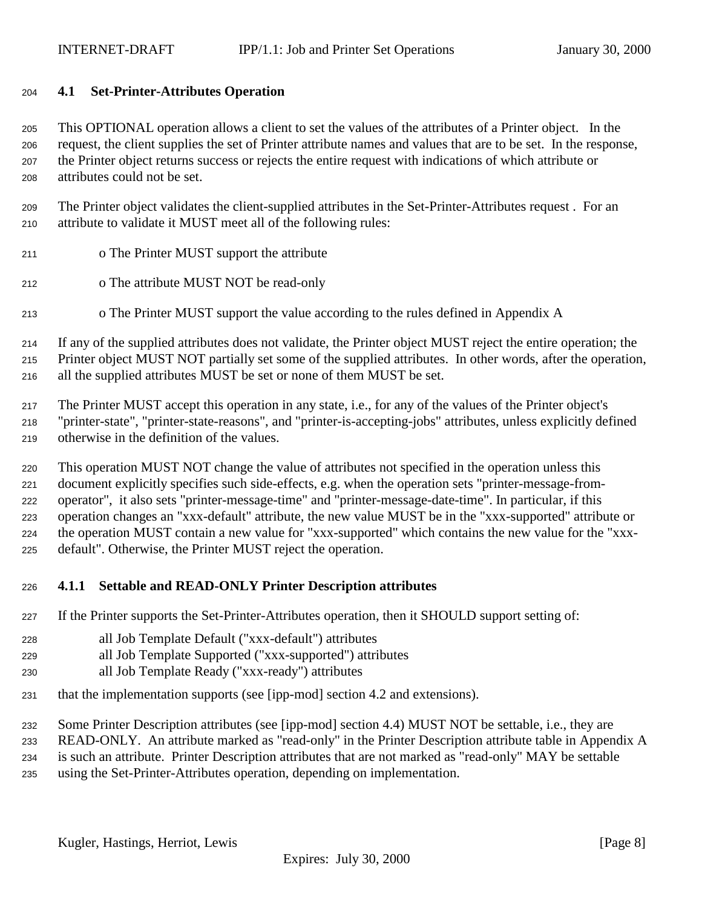### 4.1 Set-Printer-Attributes Operation

This OPTIONAL operation allows a client to set the values of the attributes of a Printer object. In the request, the client supplies the set of Printer attribute names and values that are to be set. In the response, the Printer object returns success or rejects the entire request with indications of which attribute or attributes could not be set.

The Printer object validates the client-supplied attributes in the Set-Printer-Attributes request . For an attribute to validate it MUST meet all of the following rules:

- o The Printer MUST support the attribute
- o The attribute MUST NOT be read-only
- o The Printer MUST support the value according to the rules defined in Appendix A

If any of the supplied attributes does not validate, the Printer object MUST reject the entire operation; the Printer object MUST NOT partially set some of the supplied attributes. In other words, after the operation, all the supplied attributes MUST be set or none of them MUST be set.

The Printer MUST accept this operation in any state, i.e., for any of the values of the Printer object's "printer-state", "printer-state-reasons", and "printer-is-accepting-jobs" attributes, unless explicitly defined otherwise in the definition of the values.

This operation MUST NOT change the value of attributes not specified in the operation unless this document explicitly specifies such side-effects, e.g. when the operation sets "printer-message-from-operator", it also sets "printer-message-time" and "printer-message-date-time". In particular, if this operation changes an "xxx-default" attribute, the new value MUST be in the "xxx-supported" attribute or the operation MUST contain a new value for "xxx-supported" which contains the new value for the "xxx-default". Otherwise, the Printer MUST reject the operation.

#### 4.1.1 Settable and READ-ONLY Printer Description attributes

If the Printer supports the Set-Printer-Attributes operation, then it SHOULD support setting of:

all Job Template Default ("xxx-default") attributes
all Job Template Supported ("xxx-supported") attributes
all Job Template Ready ("xxx-ready") attributes

that the implementation supports (see [ipp-mod] section 4.2 and extensions).

Some Printer Description attributes (see [ipp-mod] section 4.4) MUST NOT be settable, i.e., they are READ-ONLY. An attribute marked as "read-only" in the Printer Description attribute table in Appendix A is such an attribute. Printer Description attributes that are not marked as "read-only" MAY be settable using the Set-Printer-Attributes operation, depending on implementation.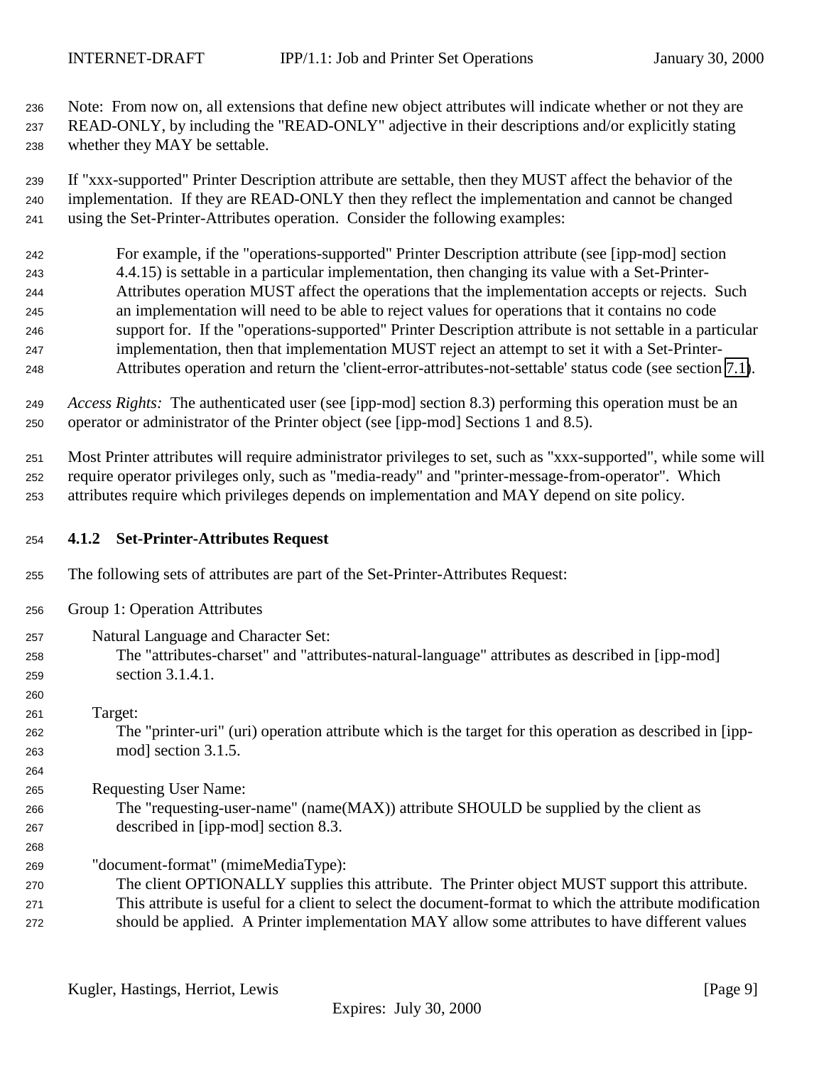Note: From now on, all extensions that define new object attributes will indicate whether or not they are READ-ONLY, by including the "READ-ONLY" adjective in their descriptions and/or explicitly stating whether they MAY be settable.

If "xxx-supported" Printer Description attribute are settable, then they MUST affect the behavior of the implementation. If they are READ-ONLY then they reflect the implementation and cannot be changed using the Set-Printer-Attributes operation. Consider the following examples:

> For example, if the "operations-supported" Printer Description attribute (see [ipp-mod] section 4.4.15) is settable in a particular implementation, then changing its value with a Set-Printer-Attributes operation MUST affect the operations that the implementation accepts or rejects. Such an implementation will need to be able to reject values for operations that it contains no code support for. If the "operations-supported" Printer Description attribute is not settable in a particular implementation, then that implementation MUST reject an attempt to set it with a Set-Printer-Attributes operation and return the 'client-error-attributes-not-settable' status code (see section 7.1).

*Access Rights:* The authenticated user (see [ipp-mod] section 8.3) performing this operation must be an operator or administrator of the Printer object (see [ipp-mod] Sections 1 and 8.5).

Most Printer attributes will require administrator privileges to set, such as "xxx-supported", while some will require operator privileges only, such as "media-ready" and "printer-message-from-operator". Which attributes require which privileges depends on implementation and MAY depend on site policy.

### 4.1.2 Set-Printer-Attributes Request

The following sets of attributes are part of the Set-Printer-Attributes Request:

Group 1: Operation Attributes

Natural Language and Character Set:
The "attributes-charset" and "attributes-natural-language" attributes as described in [ipp-mod] section 3.1.4.1.

Target:
The "printer-uri" (uri) operation attribute which is the target for this operation as described in [ipp-mod] section 3.1.5.

Requesting User Name:
The "requesting-user-name" (name(MAX)) attribute SHOULD be supplied by the client as described in [ipp-mod] section 8.3.

"document-format" (mimeMediaType):
The client OPTIONALLY supplies this attribute. The Printer object MUST support this attribute. This attribute is useful for a client to select the document-format to which the attribute modification should be applied. A Printer implementation MAY allow some attributes to have different values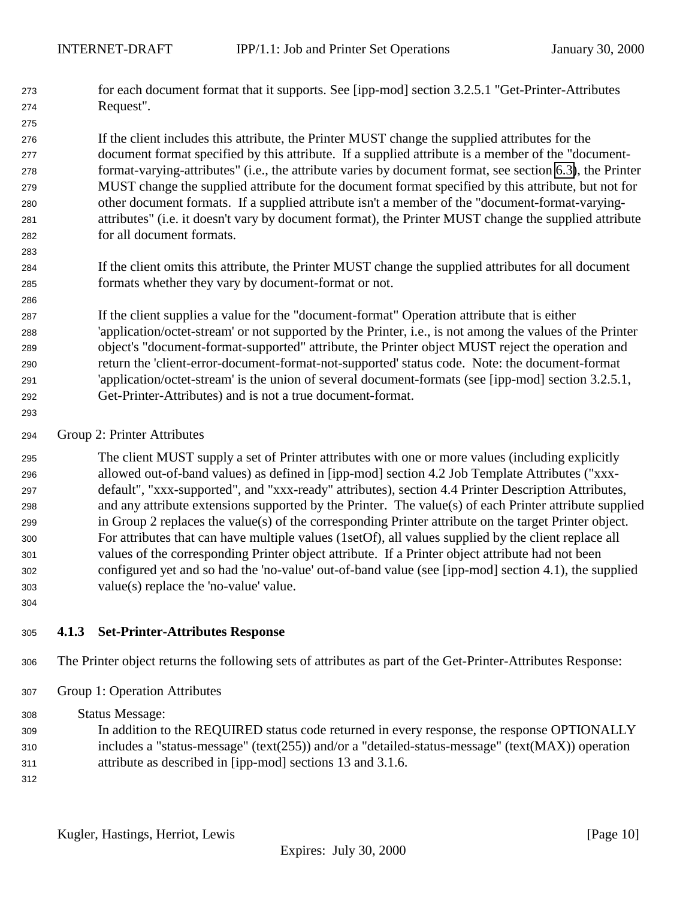for each document format that it supports. See [ipp-mod] section 3.2.5.1 "Get-Printer-Attributes Request".

If the client includes this attribute, the Printer MUST change the supplied attributes for the document format specified by this attribute. If a supplied attribute is a member of the "document-format-varying-attributes" (i.e., the attribute varies by document format, see section 6.3), the Printer MUST change the supplied attribute for the document format specified by this attribute, but not for other document formats. If a supplied attribute isn't a member of the "document-format-varying-attributes" (i.e. it doesn't vary by document format), the Printer MUST change the supplied attribute for all document formats.

If the client omits this attribute, the Printer MUST change the supplied attributes for all document formats whether they vary by document-format or not.

If the client supplies a value for the "document-format" Operation attribute that is either 'application/octet-stream' or not supported by the Printer, i.e., is not among the values of the Printer object's "document-format-supported" attribute, the Printer object MUST reject the operation and return the 'client-error-document-format-not-supported' status code. Note: the document-format 'application/octet-stream' is the union of several document-formats (see [ipp-mod] section 3.2.5.1, Get-Printer-Attributes) and is not a true document-format.

Group 2: Printer Attributes

The client MUST supply a set of Printer attributes with one or more values (including explicitly allowed out-of-band values) as defined in [ipp-mod] section 4.2 Job Template Attributes ("xxx-default", "xxx-supported", and "xxx-ready" attributes), section 4.4 Printer Description Attributes, and any attribute extensions supported by the Printer. The value(s) of each Printer attribute supplied in Group 2 replaces the value(s) of the corresponding Printer attribute on the target Printer object. For attributes that can have multiple values (1setOf), all values supplied by the client replace all values of the corresponding Printer object attribute. If a Printer object attribute had not been configured yet and so had the 'no-value' out-of-band value (see [ipp-mod] section 4.1), the supplied value(s) replace the 'no-value' value.

### 4.1.3 Set-Printer-Attributes Response

The Printer object returns the following sets of attributes as part of the Get-Printer-Attributes Response:

Group 1: Operation Attributes

Status Message:
In addition to the REQUIRED status code returned in every response, the response OPTIONALLY includes a "status-message" (text(255)) and/or a "detailed-status-message" (text(MAX)) operation attribute as described in [ipp-mod] sections 13 and 3.1.6.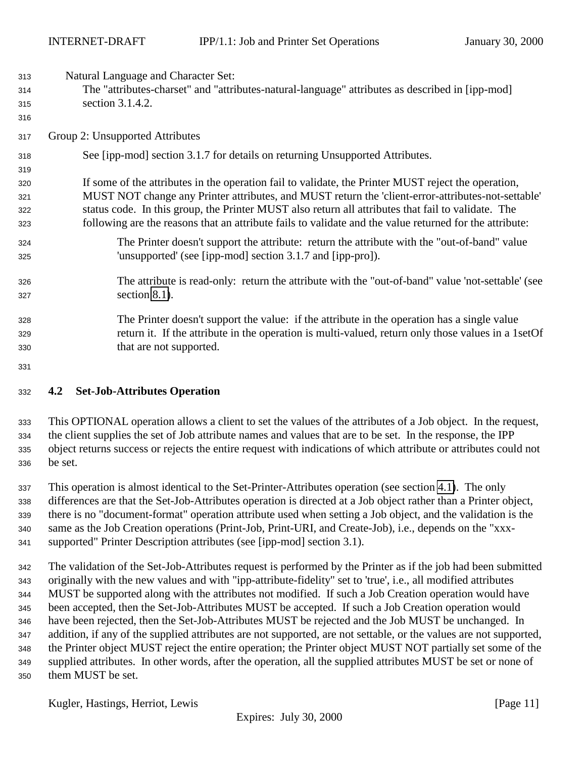Natural Language and Character Set:
The "attributes-charset" and "attributes-natural-language" attributes as described in [ipp-mod] section 3.1.4.2.

Group 2: Unsupported Attributes

See [ipp-mod] section 3.1.7 for details on returning Unsupported Attributes.

If some of the attributes in the operation fail to validate, the Printer MUST reject the operation, MUST NOT change any Printer attributes, and MUST return the 'client-error-attributes-not-settable' status code. In this group, the Printer MUST also return all attributes that fail to validate. The following are the reasons that an attribute fails to validate and the value returned for the attribute:

The Printer doesn't support the attribute: return the attribute with the "out-of-band" value 'unsupported' (see [ipp-mod] section 3.1.7 and [ipp-pro]).

The attribute is read-only: return the attribute with the "out-of-band" value 'not-settable' (see section 8.1).

The Printer doesn't support the value: if the attribute in the operation has a single value return it. If the attribute in the operation is multi-valued, return only those values in a 1setOf that are not supported.

## 4.2 Set-Job-Attributes Operation

This OPTIONAL operation allows a client to set the values of the attributes of a Job object. In the request, the client supplies the set of Job attribute names and values that are to be set. In the response, the IPP object returns success or rejects the entire request with indications of which attribute or attributes could not be set.

This operation is almost identical to the Set-Printer-Attributes operation (see section 4.1). The only differences are that the Set-Job-Attributes operation is directed at a Job object rather than a Printer object, there is no "document-format" operation attribute used when setting a Job object, and the validation is the same as the Job Creation operations (Print-Job, Print-URI, and Create-Job), i.e., depends on the "xxx-supported" Printer Description attributes (see [ipp-mod] section 3.1).

The validation of the Set-Job-Attributes request is performed by the Printer as if the job had been submitted originally with the new values and with "ipp-attribute-fidelity" set to 'true', i.e., all modified attributes MUST be supported along with the attributes not modified. If such a Job Creation operation would have been accepted, then the Set-Job-Attributes MUST be accepted. If such a Job Creation operation would have been rejected, then the Set-Job-Attributes MUST be rejected and the Job MUST be unchanged. In addition, if any of the supplied attributes are not supported, are not settable, or the values are not supported, the Printer object MUST reject the entire operation; the Printer object MUST NOT partially set some of the supplied attributes. In other words, after the operation, all the supplied attributes MUST be set or none of them MUST be set.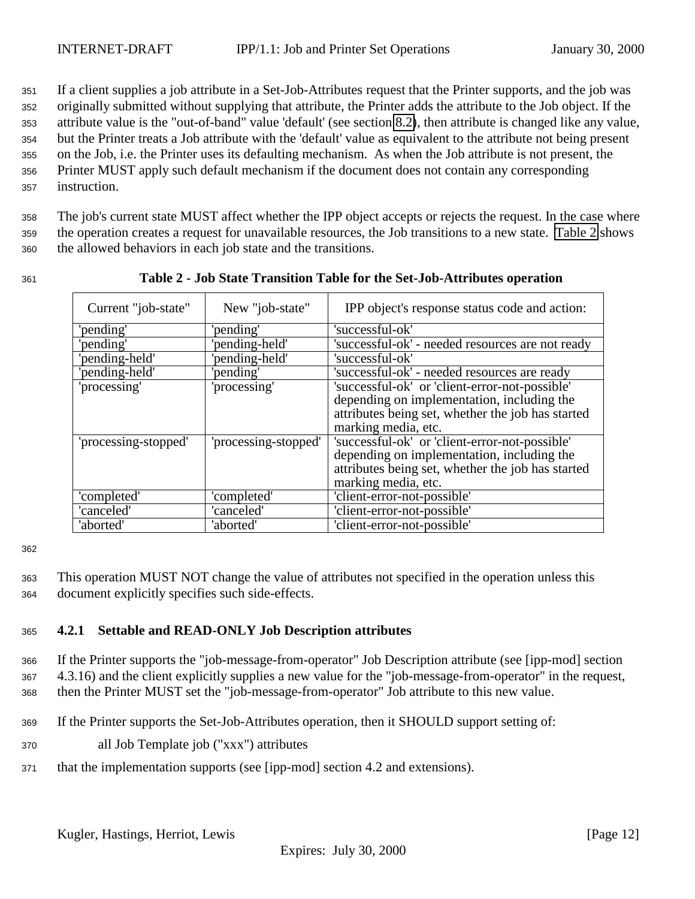If a client supplies a job attribute in a Set-Job-Attributes request that the Printer supports, and the job was originally submitted without supplying that attribute, the Printer adds the attribute to the Job object. If the attribute value is the "out-of-band" value 'default' (see section 8.2), then attribute is changed like any value, but the Printer treats a Job attribute with the 'default' value as equivalent to the attribute not being present on the Job, i.e. the Printer uses its defaulting mechanism. As when the Job attribute is not present, the Printer MUST apply such default mechanism if the document does not contain any corresponding instruction.

The job's current state MUST affect whether the IPP object accepts or rejects the request. In the case where the operation creates a request for unavailable resources, the Job transitions to a new state. Table 2 shows the allowed behaviors in each job state and the transitions.

**Table 2 - Job State Transition Table for the Set-Job-Attributes operation**

| Current "job-state" | New "job-state" | IPP object's response status code and action: |
|---|---|---|
| 'pending' | 'pending' | 'successful-ok' |
| 'pending' | 'pending-held' | 'successful-ok' - needed resources are not ready |
| 'pending-held' | 'pending-held' | 'successful-ok' |
| 'pending-held' | 'pending' | 'successful-ok' - needed resources are ready |
| 'processing' | 'processing' | 'successful-ok' or 'client-error-not-possible' depending on implementation, including the attributes being set, whether the job has started marking media, etc. |
| 'processing-stopped' | 'processing-stopped' | 'successful-ok' or 'client-error-not-possible' depending on implementation, including the attributes being set, whether the job has started marking media, etc. |
| 'completed' | 'completed' | 'client-error-not-possible' |
| 'canceled' | 'canceled' | 'client-error-not-possible' |
| 'aborted' | 'aborted' | 'client-error-not-possible' |

This operation MUST NOT change the value of attributes not specified in the operation unless this document explicitly specifies such side-effects.

### 4.2.1 Settable and READ-ONLY Job Description attributes

If the Printer supports the "job-message-from-operator" Job Description attribute (see [ipp-mod] section 4.3.16) and the client explicitly supplies a new value for the "job-message-from-operator" in the request, then the Printer MUST set the "job-message-from-operator" Job attribute to this new value.

If the Printer supports the Set-Job-Attributes operation, then it SHOULD support setting of:

all Job Template job ("xxx") attributes

that the implementation supports (see [ipp-mod] section 4.2 and extensions).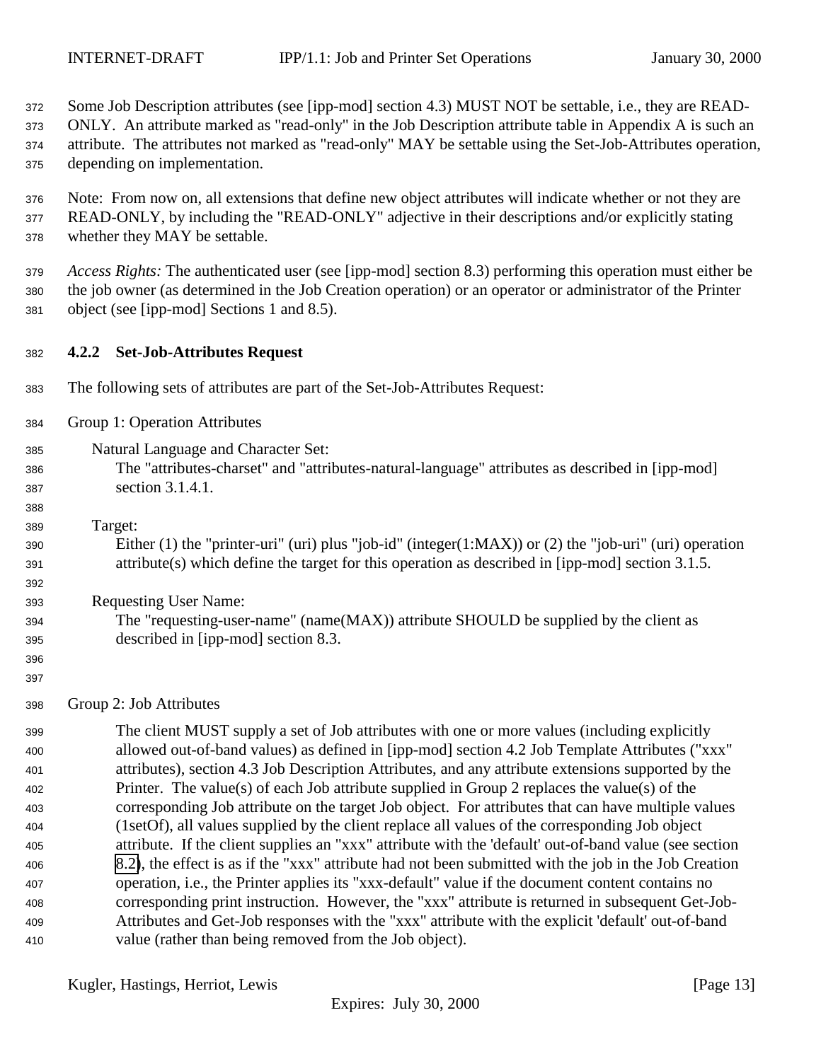Some Job Description attributes (see [ipp-mod] section 4.3) MUST NOT be settable, i.e., they are READ-ONLY. An attribute marked as "read-only" in the Job Description attribute table in Appendix A is such an attribute. The attributes not marked as "read-only" MAY be settable using the Set-Job-Attributes operation, depending on implementation.

Note: From now on, all extensions that define new object attributes will indicate whether or not they are READ-ONLY, by including the "READ-ONLY" adjective in their descriptions and/or explicitly stating whether they MAY be settable.

*Access Rights:* The authenticated user (see [ipp-mod] section 8.3) performing this operation must either be the job owner (as determined in the Job Creation operation) or an operator or administrator of the Printer object (see [ipp-mod] Sections 1 and 8.5).

### 4.2.2 Set-Job-Attributes Request

The following sets of attributes are part of the Set-Job-Attributes Request:

Group 1: Operation Attributes

Natural Language and Character Set:
The "attributes-charset" and "attributes-natural-language" attributes as described in [ipp-mod] section 3.1.4.1.

Target:
Either (1) the "printer-uri" (uri) plus "job-id" (integer(1:MAX)) or (2) the "job-uri" (uri) operation attribute(s) which define the target for this operation as described in [ipp-mod] section 3.1.5.

Requesting User Name:
The "requesting-user-name" (name(MAX)) attribute SHOULD be supplied by the client as described in [ipp-mod] section 8.3.

Group 2: Job Attributes

The client MUST supply a set of Job attributes with one or more values (including explicitly allowed out-of-band values) as defined in [ipp-mod] section 4.2 Job Template Attributes ("xxx" attributes), section 4.3 Job Description Attributes, and any attribute extensions supported by the Printer. The value(s) of each Job attribute supplied in Group 2 replaces the value(s) of the corresponding Job attribute on the target Job object. For attributes that can have multiple values (1setOf), all values supplied by the client replace all values of the corresponding Job object attribute. If the client supplies an "xxx" attribute with the 'default' out-of-band value (see section 8.2), the effect is as if the "xxx" attribute had not been submitted with the job in the Job Creation operation, i.e., the Printer applies its "xxx-default" value if the document content contains no corresponding print instruction. However, the "xxx" attribute is returned in subsequent Get-Job-Attributes and Get-Job responses with the "xxx" attribute with the explicit 'default' out-of-band value (rather than being removed from the Job object).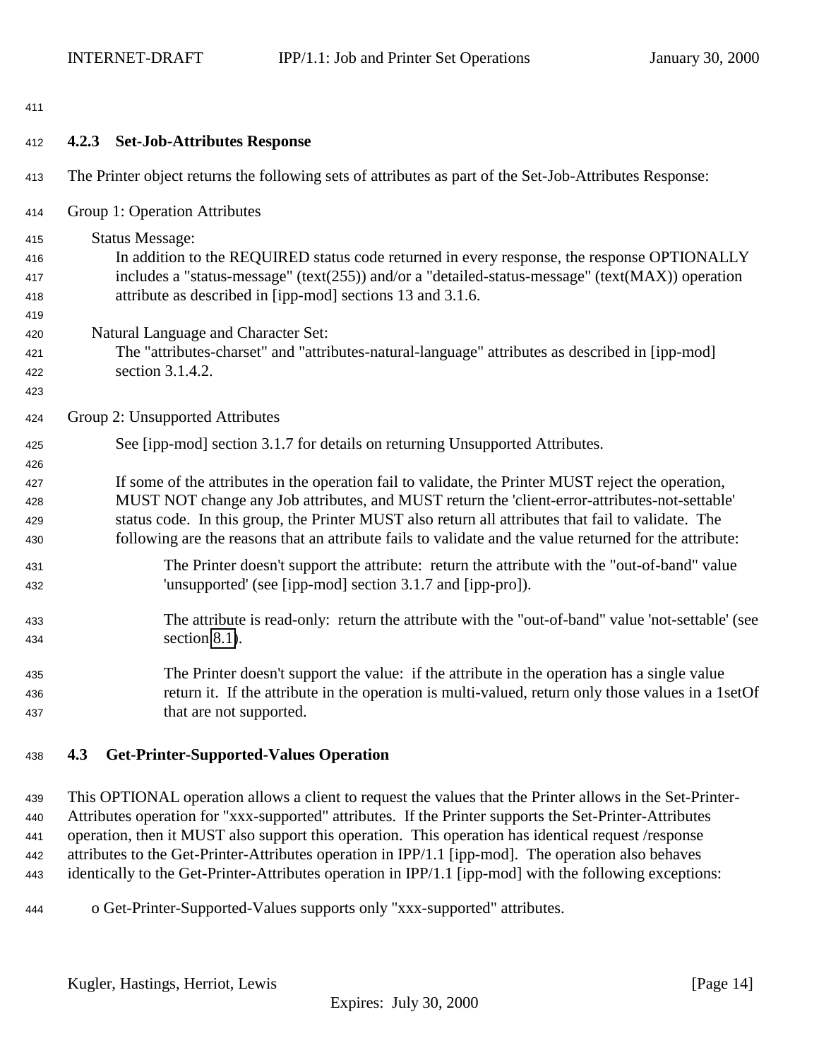### 4.2.3 Set-Job-Attributes Response

The Printer object returns the following sets of attributes as part of the Set-Job-Attributes Response:

Group 1: Operation Attributes

Status Message:
In addition to the REQUIRED status code returned in every response, the response OPTIONALLY includes a "status-message" (text(255)) and/or a "detailed-status-message" (text(MAX)) operation attribute as described in [ipp-mod] sections 13 and 3.1.6.

Natural Language and Character Set:
The "attributes-charset" and "attributes-natural-language" attributes as described in [ipp-mod] section 3.1.4.2.

Group 2: Unsupported Attributes

See [ipp-mod] section 3.1.7 for details on returning Unsupported Attributes.

If some of the attributes in the operation fail to validate, the Printer MUST reject the operation, MUST NOT change any Job attributes, and MUST return the 'client-error-attributes-not-settable' status code. In this group, the Printer MUST also return all attributes that fail to validate. The following are the reasons that an attribute fails to validate and the value returned for the attribute:

The Printer doesn't support the attribute: return the attribute with the "out-of-band" value 'unsupported' (see [ipp-mod] section 3.1.7 and [ipp-pro]).

The attribute is read-only: return the attribute with the "out-of-band" value 'not-settable' (see section 8.1).

The Printer doesn't support the value: if the attribute in the operation has a single value return it. If the attribute in the operation is multi-valued, return only those values in a 1setOf that are not supported.

## 4.3 Get-Printer-Supported-Values Operation

This OPTIONAL operation allows a client to request the values that the Printer allows in the Set-Printer-Attributes operation for "xxx-supported" attributes. If the Printer supports the Set-Printer-Attributes operation, then it MUST also support this operation. This operation has identical request /response attributes to the Get-Printer-Attributes operation in IPP/1.1 [ipp-mod]. The operation also behaves identically to the Get-Printer-Attributes operation in IPP/1.1 [ipp-mod] with the following exceptions:

o Get-Printer-Supported-Values supports only "xxx-supported" attributes.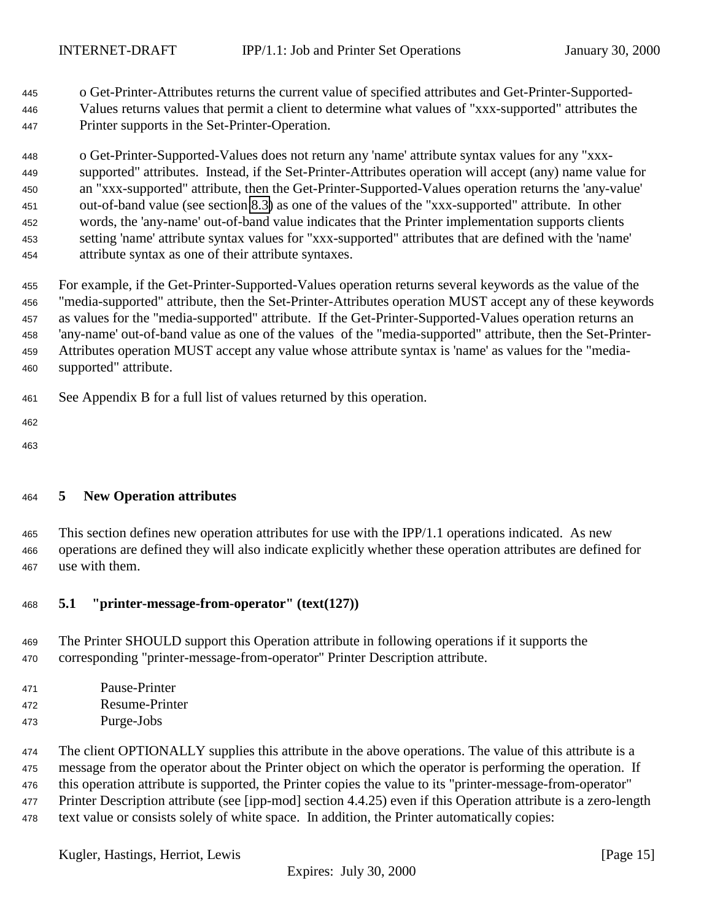o Get-Printer-Attributes returns the current value of specified attributes and Get-Printer-Supported-Values returns values that permit a client to determine what values of "xxx-supported" attributes the Printer supports in the Set-Printer-Operation.

o Get-Printer-Supported-Values does not return any 'name' attribute syntax values for any "xxx-supported" attributes. Instead, if the Set-Printer-Attributes operation will accept (any) name value for an "xxx-supported" attribute, then the Get-Printer-Supported-Values operation returns the 'any-value' out-of-band value (see section 8.3) as one of the values of the "xxx-supported" attribute. In other words, the 'any-name' out-of-band value indicates that the Printer implementation supports clients setting 'name' attribute syntax values for "xxx-supported" attributes that are defined with the 'name' attribute syntax as one of their attribute syntaxes.

For example, if the Get-Printer-Supported-Values operation returns several keywords as the value of the "media-supported" attribute, then the Set-Printer-Attributes operation MUST accept any of these keywords as values for the "media-supported" attribute. If the Get-Printer-Supported-Values operation returns an 'any-name' out-of-band value as one of the values of the "media-supported" attribute, then the Set-Printer-Attributes operation MUST accept any value whose attribute syntax is 'name' as values for the "media-supported" attribute.

See Appendix B for a full list of values returned by this operation.

# 5 New Operation attributes

This section defines new operation attributes for use with the IPP/1.1 operations indicated. As new operations are defined they will also indicate explicitly whether these operation attributes are defined for use with them.

## 5.1 "printer-message-from-operator" (text(127))

The Printer SHOULD support this Operation attribute in following operations if it supports the corresponding "printer-message-from-operator" Printer Description attribute.

Pause-Printer
Resume-Printer
Purge-Jobs

The client OPTIONALLY supplies this attribute in the above operations. The value of this attribute is a message from the operator about the Printer object on which the operator is performing the operation. If this operation attribute is supported, the Printer copies the value to its "printer-message-from-operator" Printer Description attribute (see [ipp-mod] section 4.4.25) even if this Operation attribute is a zero-length text value or consists solely of white space. In addition, the Printer automatically copies: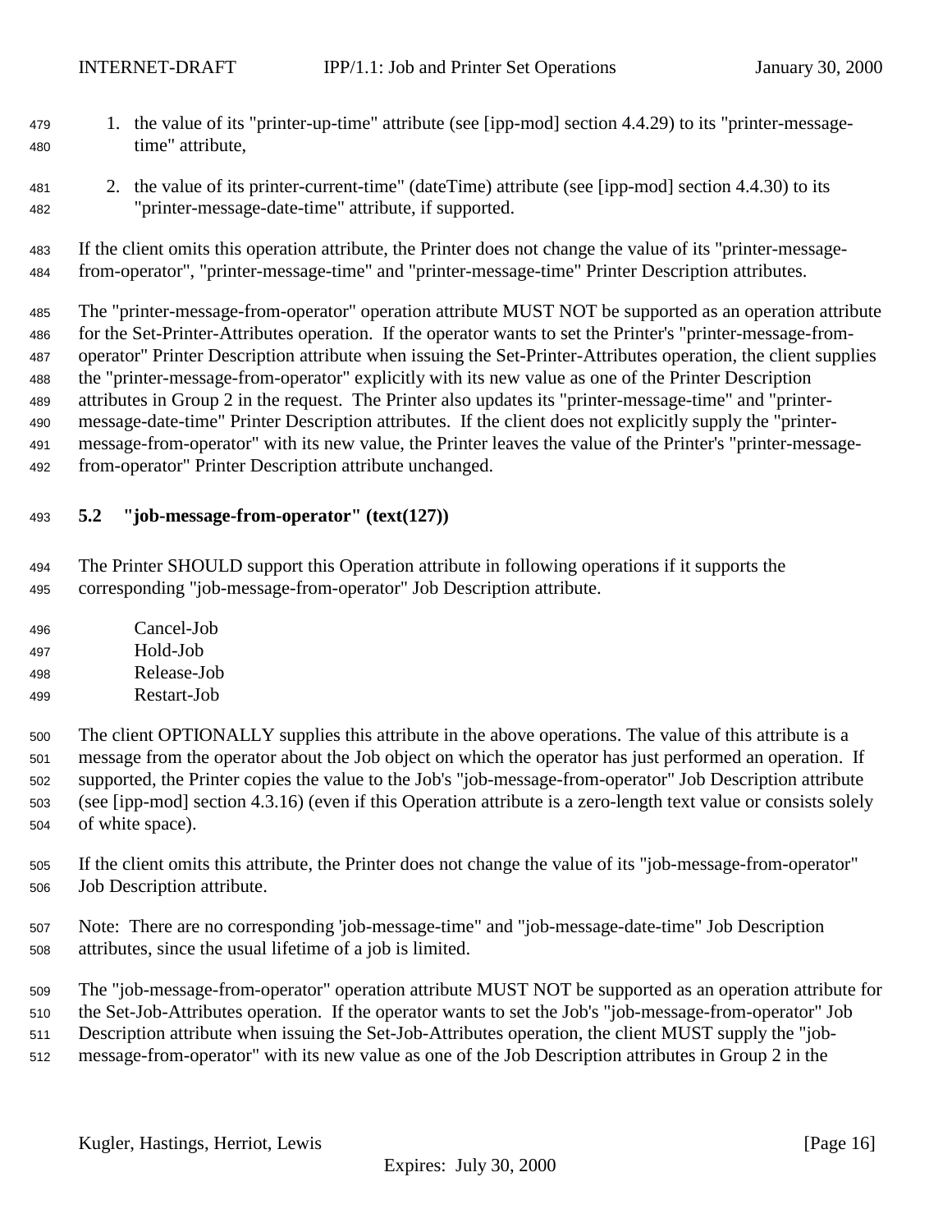1. the value of its "printer-up-time" attribute (see [ipp-mod] section 4.4.29) to its "printer-message-time" attribute,

2. the value of its printer-current-time" (dateTime) attribute (see [ipp-mod] section 4.4.30) to its "printer-message-date-time" attribute, if supported.

If the client omits this operation attribute, the Printer does not change the value of its "printer-message-from-operator", "printer-message-time" and "printer-message-time" Printer Description attributes.

The "printer-message-from-operator" operation attribute MUST NOT be supported as an operation attribute for the Set-Printer-Attributes operation. If the operator wants to set the Printer's "printer-message-from-operator" Printer Description attribute when issuing the Set-Printer-Attributes operation, the client supplies the "printer-message-from-operator" explicitly with its new value as one of the Printer Description attributes in Group 2 in the request. The Printer also updates its "printer-message-time" and "printer-message-date-time" Printer Description attributes. If the client does not explicitly supply the "printer-message-from-operator" with its new value, the Printer leaves the value of the Printer's "printer-message-from-operator" Printer Description attribute unchanged.

### 5.2 "job-message-from-operator" (text(127))

The Printer SHOULD support this Operation attribute in following operations if it supports the corresponding "job-message-from-operator" Job Description attribute.

Cancel-Job
Hold-Job
Release-Job
Restart-Job

The client OPTIONALLY supplies this attribute in the above operations. The value of this attribute is a message from the operator about the Job object on which the operator has just performed an operation. If supported, the Printer copies the value to the Job's "job-message-from-operator" Job Description attribute (see [ipp-mod] section 4.3.16) (even if this Operation attribute is a zero-length text value or consists solely of white space).

If the client omits this attribute, the Printer does not change the value of its "job-message-from-operator" Job Description attribute.

Note: There are no corresponding 'job-message-time" and "job-message-date-time" Job Description attributes, since the usual lifetime of a job is limited.

The "job-message-from-operator" operation attribute MUST NOT be supported as an operation attribute for the Set-Job-Attributes operation. If the operator wants to set the Job's "job-message-from-operator" Job Description attribute when issuing the Set-Job-Attributes operation, the client MUST supply the "job-message-from-operator" with its new value as one of the Job Description attributes in Group 2 in the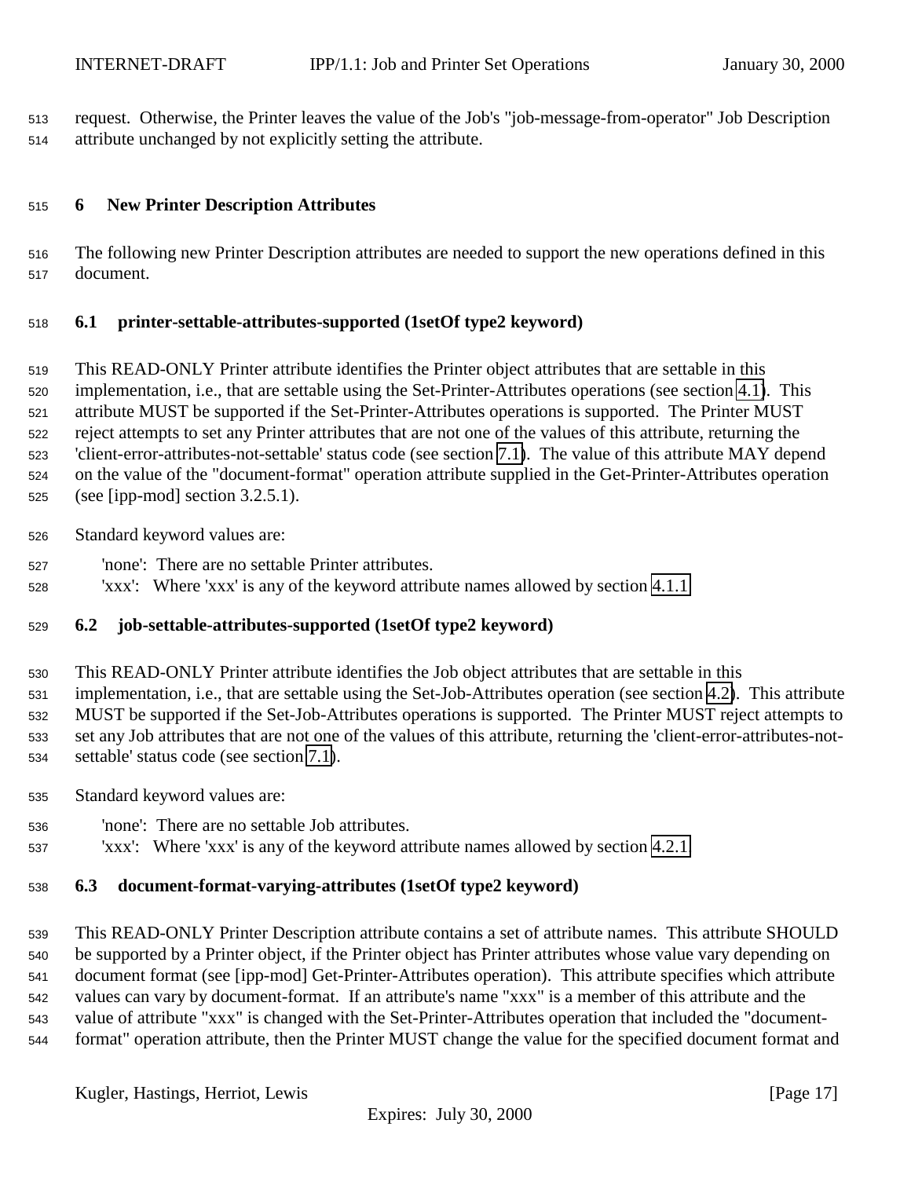request. Otherwise, the Printer leaves the value of the Job's "job-message-from-operator" Job Description attribute unchanged by not explicitly setting the attribute.

# 6 New Printer Description Attributes

The following new Printer Description attributes are needed to support the new operations defined in this document.

## 6.1 printer-settable-attributes-supported (1setOf type2 keyword)

This READ-ONLY Printer attribute identifies the Printer object attributes that are settable in this implementation, i.e., that are settable using the Set-Printer-Attributes operations (see section 4.1). This attribute MUST be supported if the Set-Printer-Attributes operations is supported. The Printer MUST reject attempts to set any Printer attributes that are not one of the values of this attribute, returning the 'client-error-attributes-not-settable' status code (see section 7.1). The value of this attribute MAY depend on the value of the "document-format" operation attribute supplied in the Get-Printer-Attributes operation (see [ipp-mod] section 3.2.5.1).

Standard keyword values are:

'none': There are no settable Printer attributes.
'xxx': Where 'xxx' is any of the keyword attribute names allowed by section 4.1.1

## 6.2 job-settable-attributes-supported (1setOf type2 keyword)

This READ-ONLY Printer attribute identifies the Job object attributes that are settable in this implementation, i.e., that are settable using the Set-Job-Attributes operation (see section 4.2). This attribute MUST be supported if the Set-Job-Attributes operations is supported. The Printer MUST reject attempts to set any Job attributes that are not one of the values of this attribute, returning the 'client-error-attributes-not-settable' status code (see section 7.1).

Standard keyword values are:

'none': There are no settable Job attributes.
'xxx': Where 'xxx' is any of the keyword attribute names allowed by section 4.2.1

## 6.3 document-format-varying-attributes (1setOf type2 keyword)

This READ-ONLY Printer Description attribute contains a set of attribute names. This attribute SHOULD be supported by a Printer object, if the Printer object has Printer attributes whose value vary depending on document format (see [ipp-mod] Get-Printer-Attributes operation). This attribute specifies which attribute values can vary by document-format. If an attribute's name "xxx" is a member of this attribute and the value of attribute "xxx" is changed with the Set-Printer-Attributes operation that included the "document-format" operation attribute, then the Printer MUST change the value for the specified document format and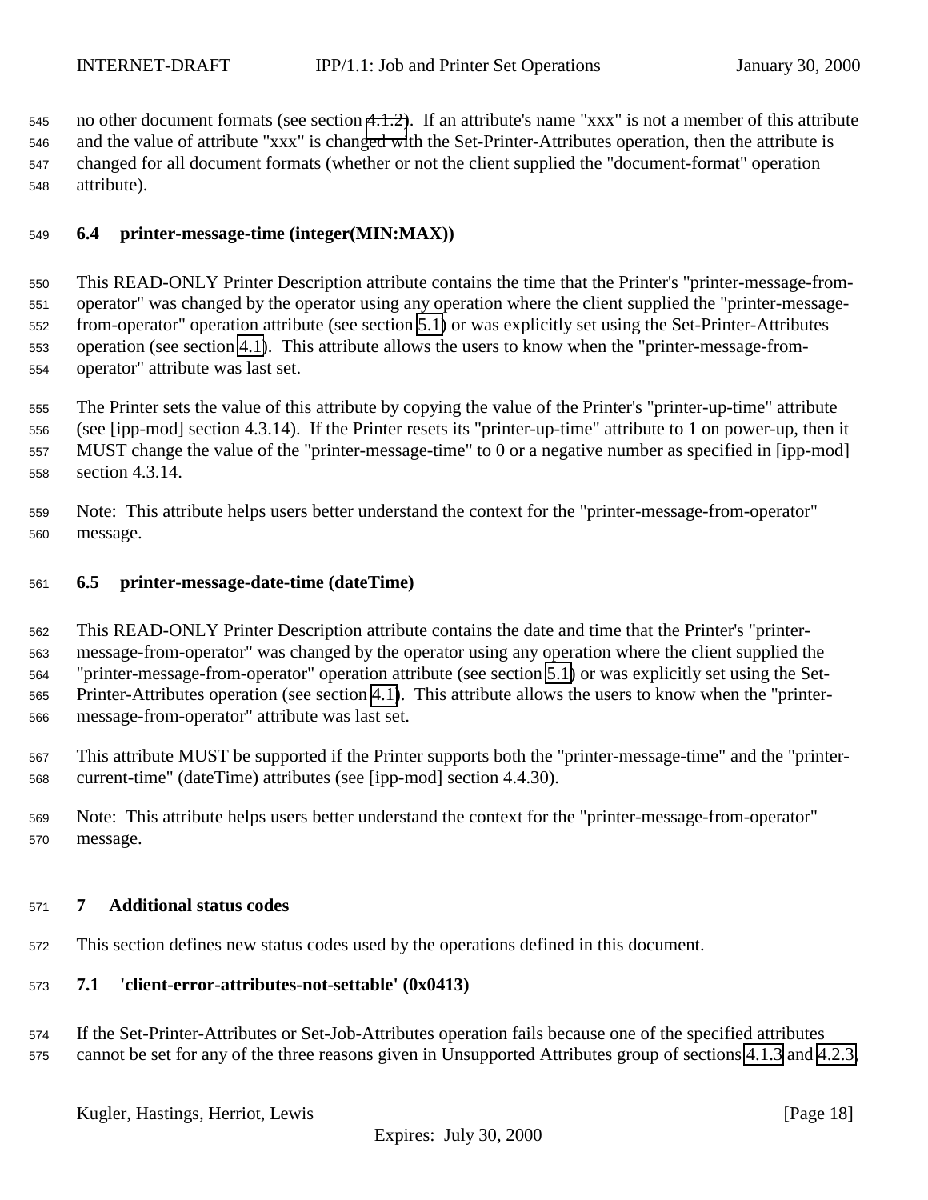no other document formats (see section 4.1.2). If an attribute's name "xxx" is not a member of this attribute and the value of attribute "xxx" is changed with the Set-Printer-Attributes operation, then the attribute is changed for all document formats (whether or not the client supplied the "document-format" operation attribute).

### 6.4 printer-message-time (integer(MIN:MAX))

This READ-ONLY Printer Description attribute contains the time that the Printer's "printer-message-from-operator" was changed by the operator using any operation where the client supplied the "printer-message-from-operator" operation attribute (see section 5.1) or was explicitly set using the Set-Printer-Attributes operation (see section 4.1). This attribute allows the users to know when the "printer-message-from-operator" attribute was last set.

The Printer sets the value of this attribute by copying the value of the Printer's "printer-up-time" attribute (see [ipp-mod] section 4.3.14). If the Printer resets its "printer-up-time" attribute to 1 on power-up, then it MUST change the value of the "printer-message-time" to 0 or a negative number as specified in [ipp-mod] section 4.3.14.

Note: This attribute helps users better understand the context for the "printer-message-from-operator" message.

### 6.5 printer-message-date-time (dateTime)

This READ-ONLY Printer Description attribute contains the date and time that the Printer's "printer-message-from-operator" was changed by the operator using any operation where the client supplied the "printer-message-from-operator" operation attribute (see section 5.1) or was explicitly set using the Set-Printer-Attributes operation (see section 4.1). This attribute allows the users to know when the "printer-message-from-operator" attribute was last set.

This attribute MUST be supported if the Printer supports both the "printer-message-time" and the "printer-current-time" (dateTime) attributes (see [ipp-mod] section 4.4.30).

Note: This attribute helps users better understand the context for the "printer-message-from-operator" message.

## 7 Additional status codes

This section defines new status codes used by the operations defined in this document.

### 7.1 'client-error-attributes-not-settable' (0x0413)

If the Set-Printer-Attributes or Set-Job-Attributes operation fails because one of the specified attributes cannot be set for any of the three reasons given in Unsupported Attributes group of sections 4.1.3 and 4.2.3,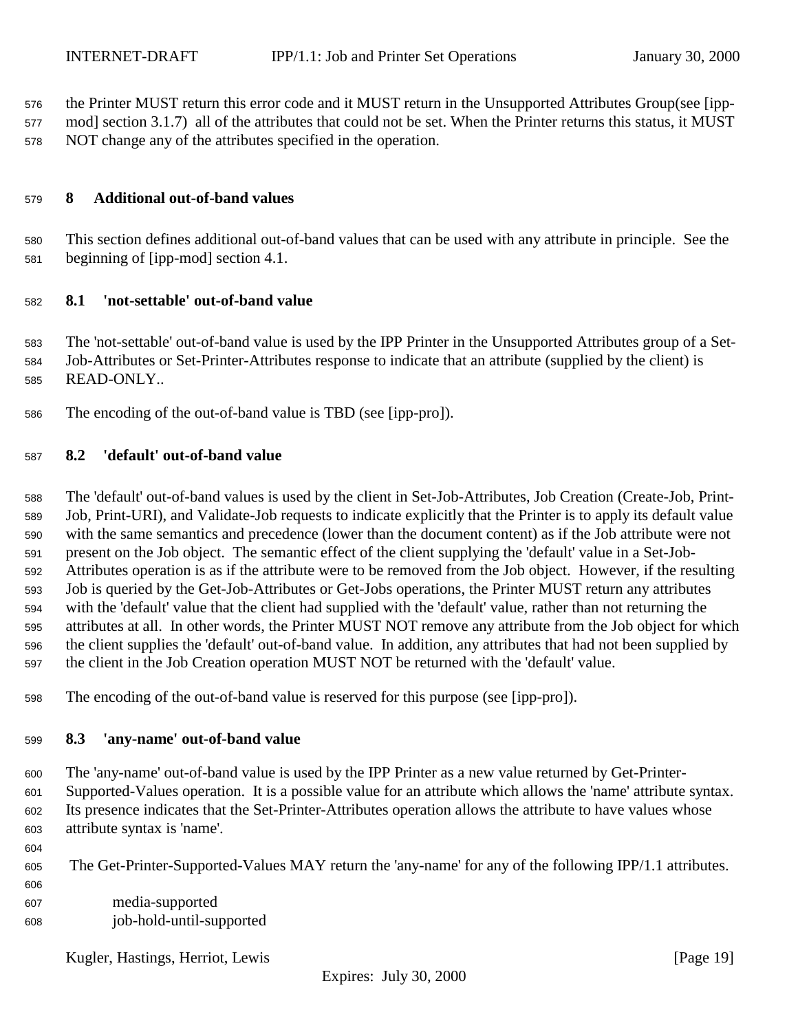the Printer MUST return this error code and it MUST return in the Unsupported Attributes Group(see [ipp-mod] section 3.1.7) all of the attributes that could not be set. When the Printer returns this status, it MUST NOT change any of the attributes specified in the operation.

# 8 Additional out-of-band values

This section defines additional out-of-band values that can be used with any attribute in principle. See the beginning of [ipp-mod] section 4.1.

## 8.1 'not-settable' out-of-band value

The 'not-settable' out-of-band value is used by the IPP Printer in the Unsupported Attributes group of a Set-Job-Attributes or Set-Printer-Attributes response to indicate that an attribute (supplied by the client) is READ-ONLY..

The encoding of the out-of-band value is TBD (see [ipp-pro]).

## 8.2 'default' out-of-band value

The 'default' out-of-band values is used by the client in Set-Job-Attributes, Job Creation (Create-Job, Print-Job, Print-URI), and Validate-Job requests to indicate explicitly that the Printer is to apply its default value with the same semantics and precedence (lower than the document content) as if the Job attribute were not present on the Job object. The semantic effect of the client supplying the 'default' value in a Set-Job-Attributes operation is as if the attribute were to be removed from the Job object. However, if the resulting Job is queried by the Get-Job-Attributes or Get-Jobs operations, the Printer MUST return any attributes with the 'default' value that the client had supplied with the 'default' value, rather than not returning the attributes at all. In other words, the Printer MUST NOT remove any attribute from the Job object for which the client supplies the 'default' out-of-band value. In addition, any attributes that had not been supplied by the client in the Job Creation operation MUST NOT be returned with the 'default' value.

The encoding of the out-of-band value is reserved for this purpose (see [ipp-pro]).

## 8.3 'any-name' out-of-band value

The 'any-name' out-of-band value is used by the IPP Printer as a new value returned by Get-Printer-Supported-Values operation. It is a possible value for an attribute which allows the 'name' attribute syntax. Its presence indicates that the Set-Printer-Attributes operation allows the attribute to have values whose attribute syntax is 'name'.

The Get-Printer-Supported-Values MAY return the 'any-name' for any of the following IPP/1.1 attributes.

media-supported
job-hold-until-supported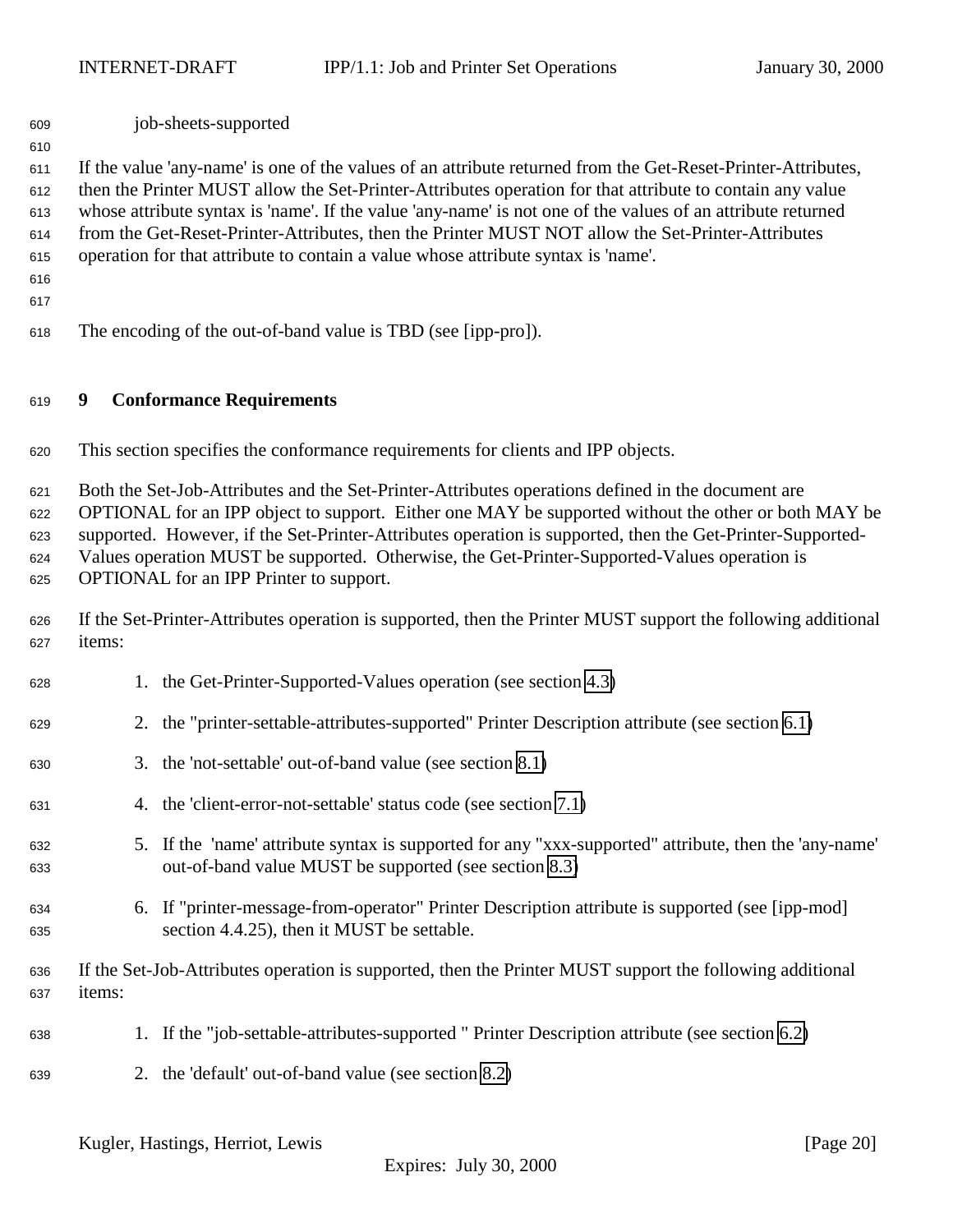job-sheets-supported

If the value 'any-name' is one of the values of an attribute returned from the Get-Reset-Printer-Attributes, then the Printer MUST allow the Set-Printer-Attributes operation for that attribute to contain any value whose attribute syntax is 'name'. If the value 'any-name' is not one of the values of an attribute returned from the Get-Reset-Printer-Attributes, then the Printer MUST NOT allow the Set-Printer-Attributes operation for that attribute to contain a value whose attribute syntax is 'name'.

The encoding of the out-of-band value is TBD (see [ipp-pro]).

# 9 Conformance Requirements

This section specifies the conformance requirements for clients and IPP objects.

Both the Set-Job-Attributes and the Set-Printer-Attributes operations defined in the document are OPTIONAL for an IPP object to support. Either one MAY be supported without the other or both MAY be supported. However, if the Set-Printer-Attributes operation is supported, then the Get-Printer-Supported-Values operation MUST be supported. Otherwise, the Get-Printer-Supported-Values operation is OPTIONAL for an IPP Printer to support.

If the Set-Printer-Attributes operation is supported, then the Printer MUST support the following additional items:

1. the Get-Printer-Supported-Values operation (see section 4.3)
2. the "printer-settable-attributes-supported" Printer Description attribute (see section 6.1)
3. the 'not-settable' out-of-band value (see section 8.1)
4. the 'client-error-not-settable' status code (see section 7.1)
5. If the 'name' attribute syntax is supported for any "xxx-supported" attribute, then the 'any-name' out-of-band value MUST be supported (see section 8.3)
6. If "printer-message-from-operator" Printer Description attribute is supported (see [ipp-mod] section 4.4.25), then it MUST be settable.

If the Set-Job-Attributes operation is supported, then the Printer MUST support the following additional items:

1. If the "job-settable-attributes-supported " Printer Description attribute (see section 6.2)
2. the 'default' out-of-band value (see section 8.2)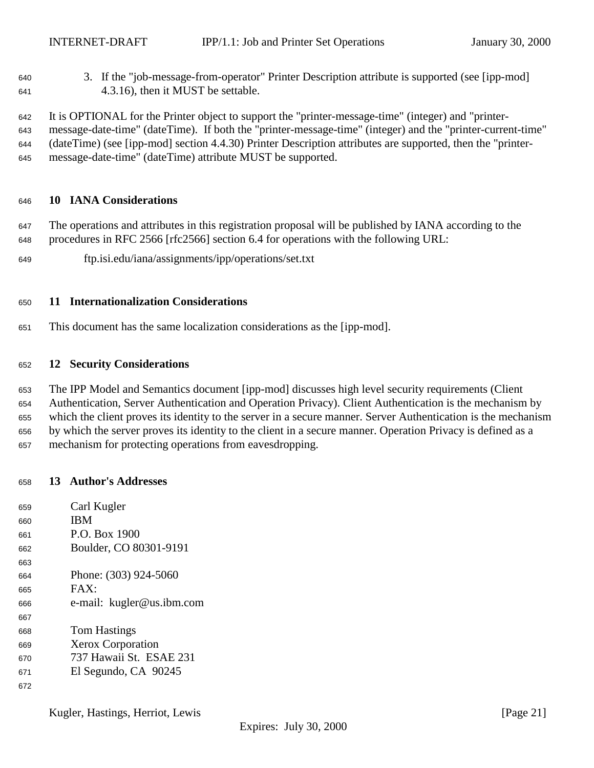3. If the "job-message-from-operator" Printer Description attribute is supported (see [ipp-mod] 4.3.16), then it MUST be settable.

It is OPTIONAL for the Printer object to support the "printer-message-time" (integer) and "printer-message-date-time" (dateTime). If both the "printer-message-time" (integer) and the "printer-current-time" (dateTime) (see [ipp-mod] section 4.4.30) Printer Description attributes are supported, then the "printer-message-date-time" (dateTime) attribute MUST be supported.

## 10 IANA Considerations

The operations and attributes in this registration proposal will be published by IANA according to the procedures in RFC 2566 [rfc2566] section 6.4 for operations with the following URL:

ftp.isi.edu/iana/assignments/ipp/operations/set.txt

## 11 Internationalization Considerations

This document has the same localization considerations as the [ipp-mod].

## 12 Security Considerations

The IPP Model and Semantics document [ipp-mod] discusses high level security requirements (Client Authentication, Server Authentication and Operation Privacy). Client Authentication is the mechanism by which the client proves its identity to the server in a secure manner. Server Authentication is the mechanism by which the server proves its identity to the client in a secure manner. Operation Privacy is defined as a mechanism for protecting operations from eavesdropping.

## 13 Author's Addresses

Carl Kugler  
IBM  
P.O. Box 1900  
Boulder, CO 80301-9191

Phone: (303) 924-5060  
FAX:  
e-mail: kugler@us.ibm.com

Tom Hastings  
Xerox Corporation  
737 Hawaii St. ESAE 231  
El Segundo, CA 90245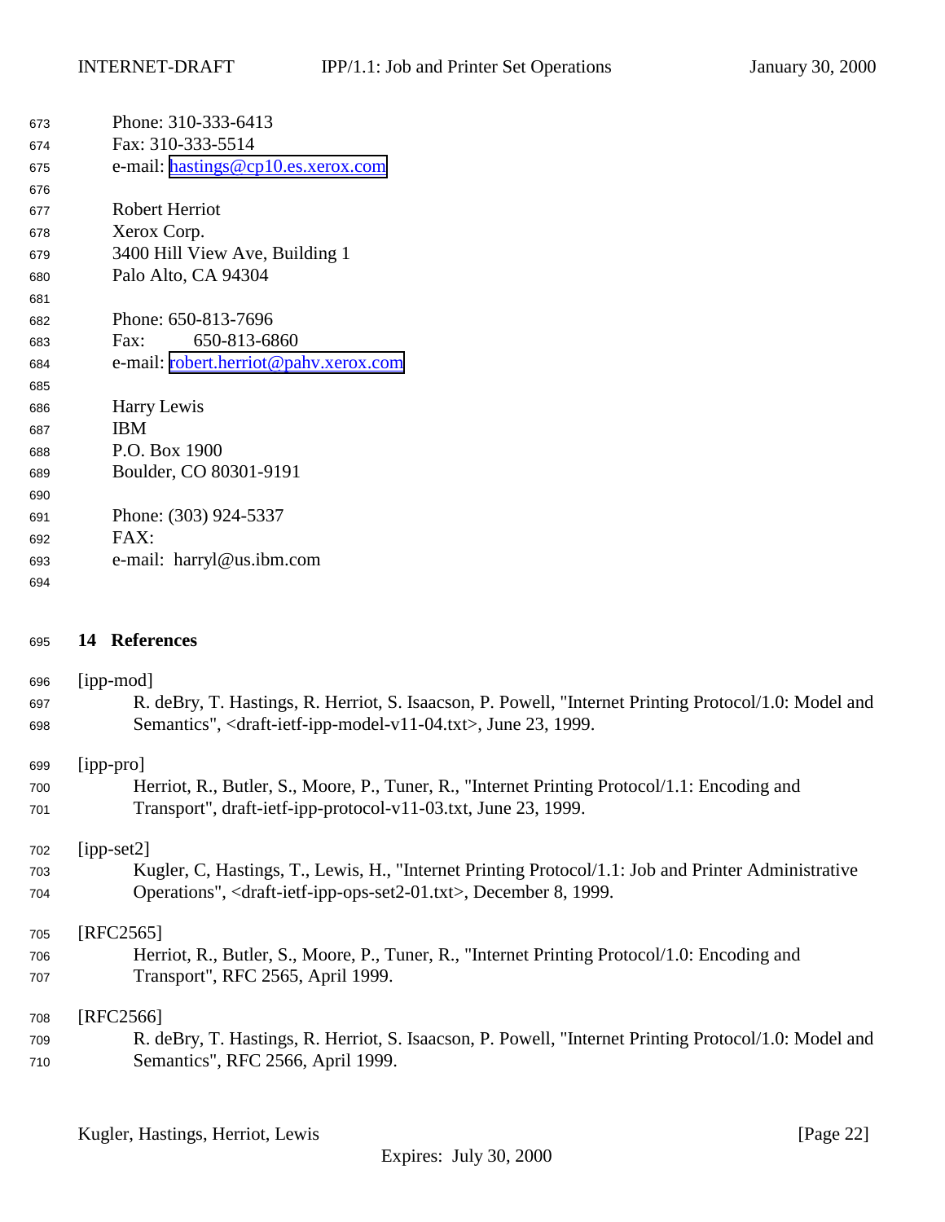Phone: 310-333-6413
Fax: 310-333-5514
e-mail: hastings@cp10.es.xerox.com

Robert Herriot
Xerox Corp.
3400 Hill View Ave, Building 1
Palo Alto, CA 94304

Phone: 650-813-7696
Fax: 650-813-6860
e-mail: robert.herriot@pahv.xerox.com

Harry Lewis
IBM
P.O. Box 1900
Boulder, CO 80301-9191

Phone: (303) 924-5337
FAX:
e-mail: harryl@us.ibm.com

## 14 References

[ipp-mod]
R. deBry, T. Hastings, R. Herriot, S. Isaacson, P. Powell, "Internet Printing Protocol/1.0: Model and Semantics", <draft-ietf-ipp-model-v11-04.txt>, June 23, 1999.

[ipp-pro]
Herriot, R., Butler, S., Moore, P., Tuner, R., "Internet Printing Protocol/1.1: Encoding and Transport", draft-ietf-ipp-protocol-v11-03.txt, June 23, 1999.

[ipp-set2]
Kugler, C, Hastings, T., Lewis, H., "Internet Printing Protocol/1.1: Job and Printer Administrative Operations", <draft-ietf-ipp-ops-set2-01.txt>, December 8, 1999.

[RFC2565]
Herriot, R., Butler, S., Moore, P., Tuner, R., "Internet Printing Protocol/1.0: Encoding and Transport", RFC 2565, April 1999.

[RFC2566]
R. deBry, T. Hastings, R. Herriot, S. Isaacson, P. Powell, "Internet Printing Protocol/1.0: Model and Semantics", RFC 2566, April 1999.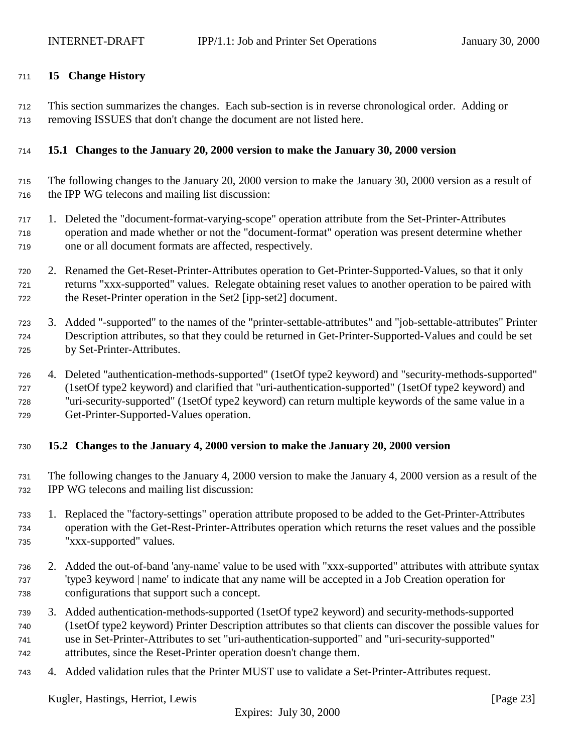# 15 Change History

This section summarizes the changes. Each sub-section is in reverse chronological order. Adding or removing ISSUES that don't change the document are not listed here.

## 15.1 Changes to the January 20, 2000 version to make the January 30, 2000 version

The following changes to the January 20, 2000 version to make the January 30, 2000 version as a result of the IPP WG telecons and mailing list discussion:

1. Deleted the "document-format-varying-scope" operation attribute from the Set-Printer-Attributes operation and made whether or not the "document-format" operation was present determine whether one or all document formats are affected, respectively.

2. Renamed the Get-Reset-Printer-Attributes operation to Get-Printer-Supported-Values, so that it only returns "xxx-supported" values. Relegate obtaining reset values to another operation to be paired with the Reset-Printer operation in the Set2 [ipp-set2] document.

3. Added "-supported" to the names of the "printer-settable-attributes" and "job-settable-attributes" Printer Description attributes, so that they could be returned in Get-Printer-Supported-Values and could be set by Set-Printer-Attributes.

4. Deleted "authentication-methods-supported" (1setOf type2 keyword) and "security-methods-supported" (1setOf type2 keyword) and clarified that "uri-authentication-supported" (1setOf type2 keyword) and "uri-security-supported" (1setOf type2 keyword) can return multiple keywords of the same value in a Get-Printer-Supported-Values operation.

## 15.2 Changes to the January 4, 2000 version to make the January 20, 2000 version

The following changes to the January 4, 2000 version to make the January 4, 2000 version as a result of the IPP WG telecons and mailing list discussion:

1. Replaced the "factory-settings" operation attribute proposed to be added to the Get-Printer-Attributes operation with the Get-Rest-Printer-Attributes operation which returns the reset values and the possible "xxx-supported" values.

2. Added the out-of-band 'any-name' value to be used with "xxx-supported" attributes with attribute syntax 'type3 keyword | name' to indicate that any name will be accepted in a Job Creation operation for configurations that support such a concept.

3. Added authentication-methods-supported (1setOf type2 keyword) and security-methods-supported (1setOf type2 keyword) Printer Description attributes so that clients can discover the possible values for use in Set-Printer-Attributes to set "uri-authentication-supported" and "uri-security-supported" attributes, since the Reset-Printer operation doesn't change them.

4. Added validation rules that the Printer MUST use to validate a Set-Printer-Attributes request.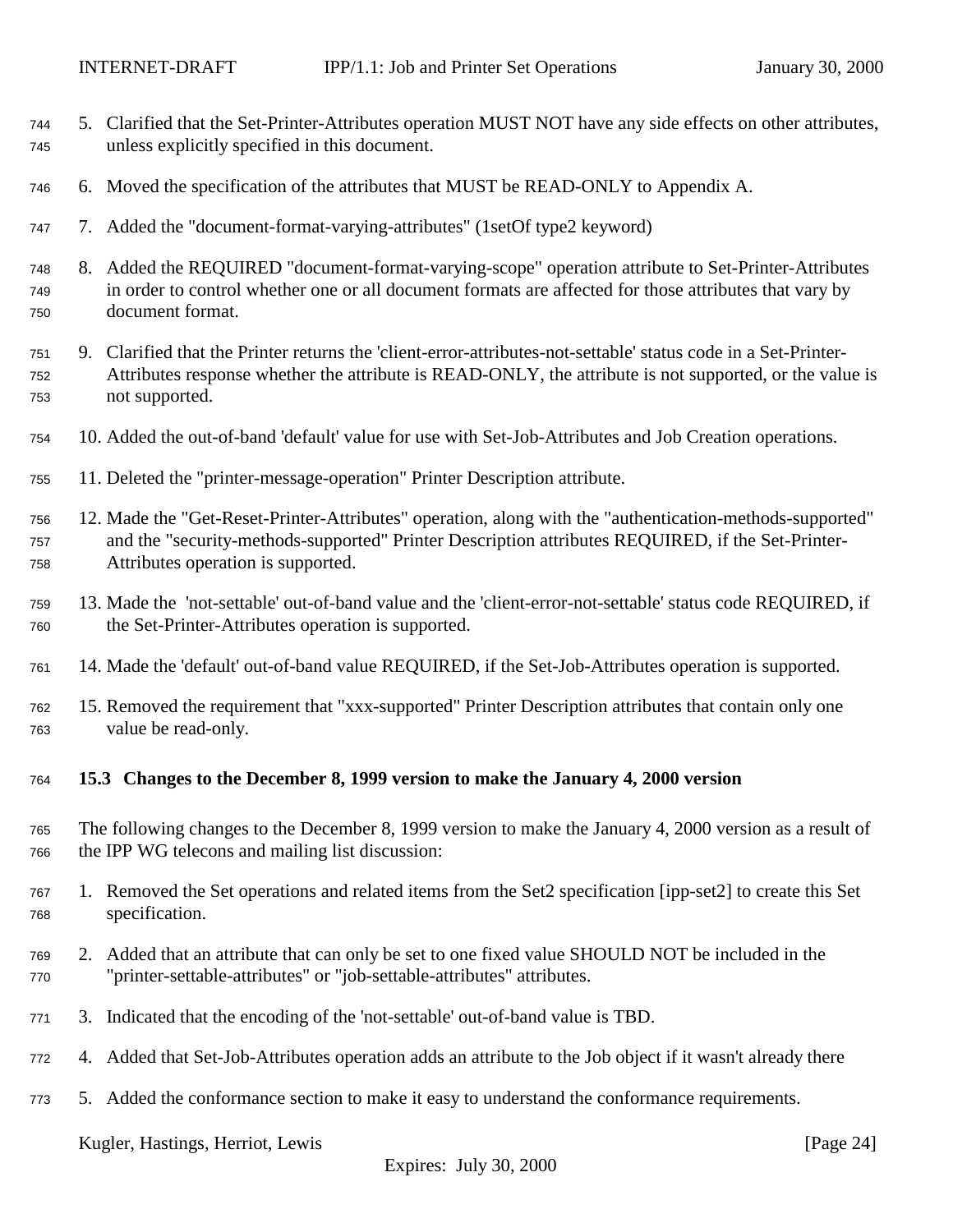5. Clarified that the Set-Printer-Attributes operation MUST NOT have any side effects on other attributes, unless explicitly specified in this document.

6. Moved the specification of the attributes that MUST be READ-ONLY to Appendix A.

7. Added the "document-format-varying-attributes" (1setOf type2 keyword)

8. Added the REQUIRED "document-format-varying-scope" operation attribute to Set-Printer-Attributes in order to control whether one or all document formats are affected for those attributes that vary by document format.

9. Clarified that the Printer returns the 'client-error-attributes-not-settable' status code in a Set-Printer-Attributes response whether the attribute is READ-ONLY, the attribute is not supported, or the value is not supported.

10. Added the out-of-band 'default' value for use with Set-Job-Attributes and Job Creation operations.

11. Deleted the "printer-message-operation" Printer Description attribute.

12. Made the "Get-Reset-Printer-Attributes" operation, along with the "authentication-methods-supported" and the "security-methods-supported" Printer Description attributes REQUIRED, if the Set-Printer-Attributes operation is supported.

13. Made the 'not-settable' out-of-band value and the 'client-error-not-settable' status code REQUIRED, if the Set-Printer-Attributes operation is supported.

14. Made the 'default' out-of-band value REQUIRED, if the Set-Job-Attributes operation is supported.

15. Removed the requirement that "xxx-supported" Printer Description attributes that contain only one value be read-only.

### 15.3 Changes to the December 8, 1999 version to make the January 4, 2000 version

The following changes to the December 8, 1999 version to make the January 4, 2000 version as a result of the IPP WG telecons and mailing list discussion:

1. Removed the Set operations and related items from the Set2 specification [ipp-set2] to create this Set specification.

2. Added that an attribute that can only be set to one fixed value SHOULD NOT be included in the "printer-settable-attributes" or "job-settable-attributes" attributes.

3. Indicated that the encoding of the 'not-settable' out-of-band value is TBD.

4. Added that Set-Job-Attributes operation adds an attribute to the Job object if it wasn't already there

5. Added the conformance section to make it easy to understand the conformance requirements.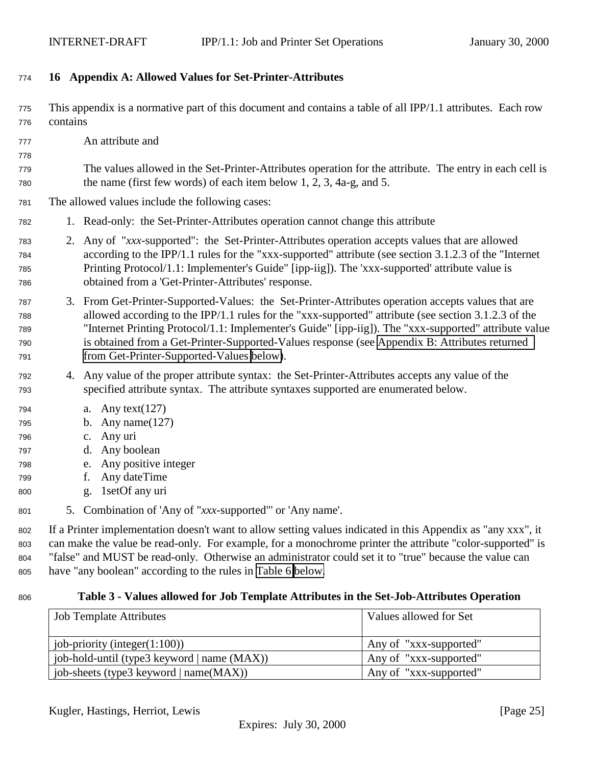# 16 Appendix A: Allowed Values for Set-Printer-Attributes

This appendix is a normative part of this document and contains a table of all IPP/1.1 attributes. Each row contains

An attribute and

The values allowed in the Set-Printer-Attributes operation for the attribute. The entry in each cell is the name (first few words) of each item below 1, 2, 3, 4a-g, and 5.

The allowed values include the following cases:

1. Read-only: the Set-Printer-Attributes operation cannot change this attribute
2. Any of "*xxx*-supported": the Set-Printer-Attributes operation accepts values that are allowed according to the IPP/1.1 rules for the "xxx-supported" attribute (see section 3.1.2.3 of the "Internet Printing Protocol/1.1: Implementer's Guide" [ipp-iig]). The 'xxx-supported' attribute value is obtained from a 'Get-Printer-Attributes' response.
3. From Get-Printer-Supported-Values: the Set-Printer-Attributes operation accepts values that are allowed according to the IPP/1.1 rules for the "xxx-supported" attribute (see section 3.1.2.3 of the "Internet Printing Protocol/1.1: Implementer's Guide" [ipp-iig]). The "xxx-supported" attribute value is obtained from a Get-Printer-Supported-Values response (see Appendix B: Attributes returned from Get-Printer-Supported-Values below).
4. Any value of the proper attribute syntax: the Set-Printer-Attributes accepts any value of the specified attribute syntax. The attribute syntaxes supported are enumerated below.
   a. Any text(127)
   b. Any name(127)
   c. Any uri
   d. Any boolean
   e. Any positive integer
   f. Any dateTime
   g. 1setOf any uri
5. Combination of 'Any of "*xxx*-supported"' or 'Any name'.

If a Printer implementation doesn't want to allow setting values indicated in this Appendix as "any xxx", it can make the value be read-only. For example, for a monochrome printer the attribute "color-supported" is "false" and MUST be read-only. Otherwise an administrator could set it to "true" because the value can have "any boolean" according to the rules in Table 6 below.

**Table 3 - Values allowed for Job Template Attributes in the Set-Job-Attributes Operation**

| Job Template Attributes | Values allowed for Set |
|---|---|
| job-priority (integer(1:100)) | Any of "xxx-supported" |
| job-hold-until (type3 keyword \| name (MAX)) | Any of "xxx-supported" |
| job-sheets (type3 keyword \| name(MAX)) | Any of "xxx-supported" |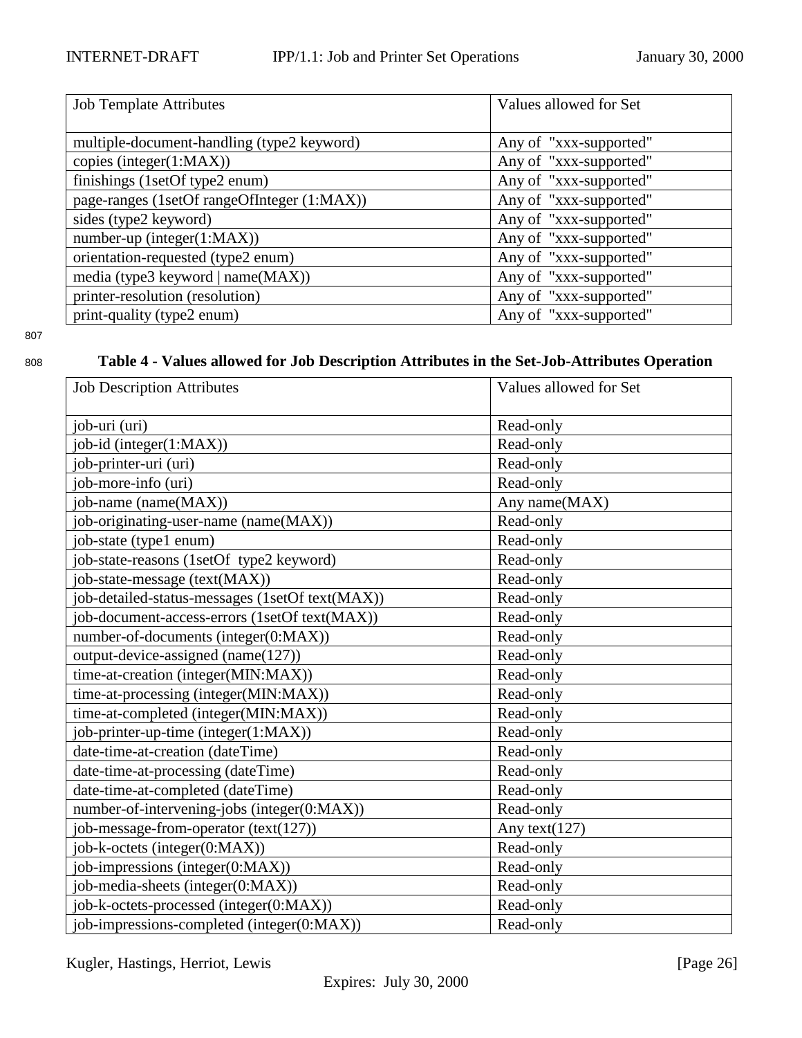| Job Template Attributes | Values allowed for Set |
| --- | --- |
| multiple-document-handling (type2 keyword) | Any of "xxx-supported" |
| copies (integer(1:MAX)) | Any of "xxx-supported" |
| finishings (1setOf type2 enum) | Any of "xxx-supported" |
| page-ranges (1setOf rangeOfInteger (1:MAX)) | Any of "xxx-supported" |
| sides (type2 keyword) | Any of "xxx-supported" |
| number-up (integer(1:MAX)) | Any of "xxx-supported" |
| orientation-requested (type2 enum) | Any of "xxx-supported" |
| media (type3 keyword \| name(MAX)) | Any of "xxx-supported" |
| printer-resolution (resolution) | Any of "xxx-supported" |
| print-quality (type2 enum) | Any of "xxx-supported" |

**Table 4 - Values allowed for Job Description Attributes in the Set-Job-Attributes Operation**

| Job Description Attributes | Values allowed for Set |
| --- | --- |
| job-uri (uri) | Read-only |
| job-id (integer(1:MAX)) | Read-only |
| job-printer-uri (uri) | Read-only |
| job-more-info (uri) | Read-only |
| job-name (name(MAX)) | Any name(MAX) |
| job-originating-user-name (name(MAX)) | Read-only |
| job-state (type1 enum) | Read-only |
| job-state-reasons (1setOf type2 keyword) | Read-only |
| job-state-message (text(MAX)) | Read-only |
| job-detailed-status-messages (1setOf text(MAX)) | Read-only |
| job-document-access-errors (1setOf text(MAX)) | Read-only |
| number-of-documents (integer(0:MAX)) | Read-only |
| output-device-assigned (name(127)) | Read-only |
| time-at-creation (integer(MIN:MAX)) | Read-only |
| time-at-processing (integer(MIN:MAX)) | Read-only |
| time-at-completed (integer(MIN:MAX)) | Read-only |
| job-printer-up-time (integer(1:MAX)) | Read-only |
| date-time-at-creation (dateTime) | Read-only |
| date-time-at-processing (dateTime) | Read-only |
| date-time-at-completed (dateTime) | Read-only |
| number-of-intervening-jobs (integer(0:MAX)) | Read-only |
| job-message-from-operator (text(127)) | Any text(127) |
| job-k-octets (integer(0:MAX)) | Read-only |
| job-impressions (integer(0:MAX)) | Read-only |
| job-media-sheets (integer(0:MAX)) | Read-only |
| job-k-octets-processed (integer(0:MAX)) | Read-only |
| job-impressions-completed (integer(0:MAX)) | Read-only |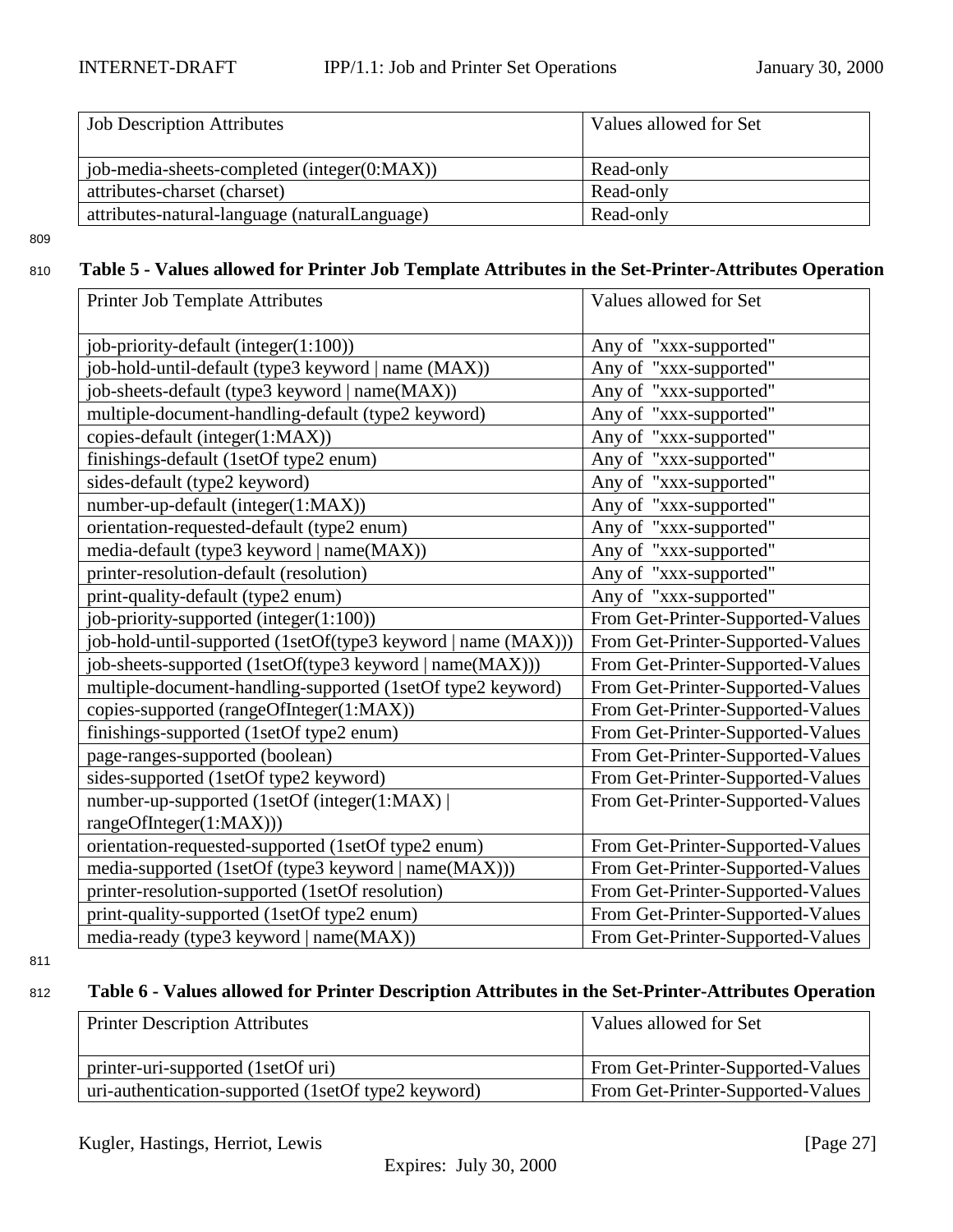| Job Description Attributes | Values allowed for Set |
|---|---|
| job-media-sheets-completed (integer(0:MAX)) | Read-only |
| attributes-charset (charset) | Read-only |
| attributes-natural-language (naturalLanguage) | Read-only |

**Table 5 - Values allowed for Printer Job Template Attributes in the Set-Printer-Attributes Operation**

| Printer Job Template Attributes | Values allowed for Set |
|---|---|
| job-priority-default (integer(1:100)) | Any of "xxx-supported" |
| job-hold-until-default (type3 keyword \| name (MAX)) | Any of "xxx-supported" |
| job-sheets-default (type3 keyword \| name(MAX)) | Any of "xxx-supported" |
| multiple-document-handling-default (type2 keyword) | Any of "xxx-supported" |
| copies-default (integer(1:MAX)) | Any of "xxx-supported" |
| finishings-default (1setOf type2 enum) | Any of "xxx-supported" |
| sides-default (type2 keyword) | Any of "xxx-supported" |
| number-up-default (integer(1:MAX)) | Any of "xxx-supported" |
| orientation-requested-default (type2 enum) | Any of "xxx-supported" |
| media-default (type3 keyword \| name(MAX)) | Any of "xxx-supported" |
| printer-resolution-default (resolution) | Any of "xxx-supported" |
| print-quality-default (type2 enum) | Any of "xxx-supported" |
| job-priority-supported (integer(1:100)) | From Get-Printer-Supported-Values |
| job-hold-until-supported (1setOf(type3 keyword \| name (MAX))) | From Get-Printer-Supported-Values |
| job-sheets-supported (1setOf(type3 keyword \| name(MAX))) | From Get-Printer-Supported-Values |
| multiple-document-handling-supported (1setOf type2 keyword) | From Get-Printer-Supported-Values |
| copies-supported (rangeOfInteger(1:MAX)) | From Get-Printer-Supported-Values |
| finishings-supported (1setOf type2 enum) | From Get-Printer-Supported-Values |
| page-ranges-supported (boolean) | From Get-Printer-Supported-Values |
| sides-supported (1setOf type2 keyword) | From Get-Printer-Supported-Values |
| number-up-supported (1setOf (integer(1:MAX) \| rangeOfInteger(1:MAX))) | From Get-Printer-Supported-Values |
| orientation-requested-supported (1setOf type2 enum) | From Get-Printer-Supported-Values |
| media-supported (1setOf (type3 keyword \| name(MAX))) | From Get-Printer-Supported-Values |
| printer-resolution-supported (1setOf resolution) | From Get-Printer-Supported-Values |
| print-quality-supported (1setOf type2 enum) | From Get-Printer-Supported-Values |
| media-ready (type3 keyword \| name(MAX)) | From Get-Printer-Supported-Values |

**Table 6 - Values allowed for Printer Description Attributes in the Set-Printer-Attributes Operation**

| Printer Description Attributes | Values allowed for Set |
|---|---|
| printer-uri-supported (1setOf uri) | From Get-Printer-Supported-Values |
| uri-authentication-supported (1setOf type2 keyword) | From Get-Printer-Supported-Values |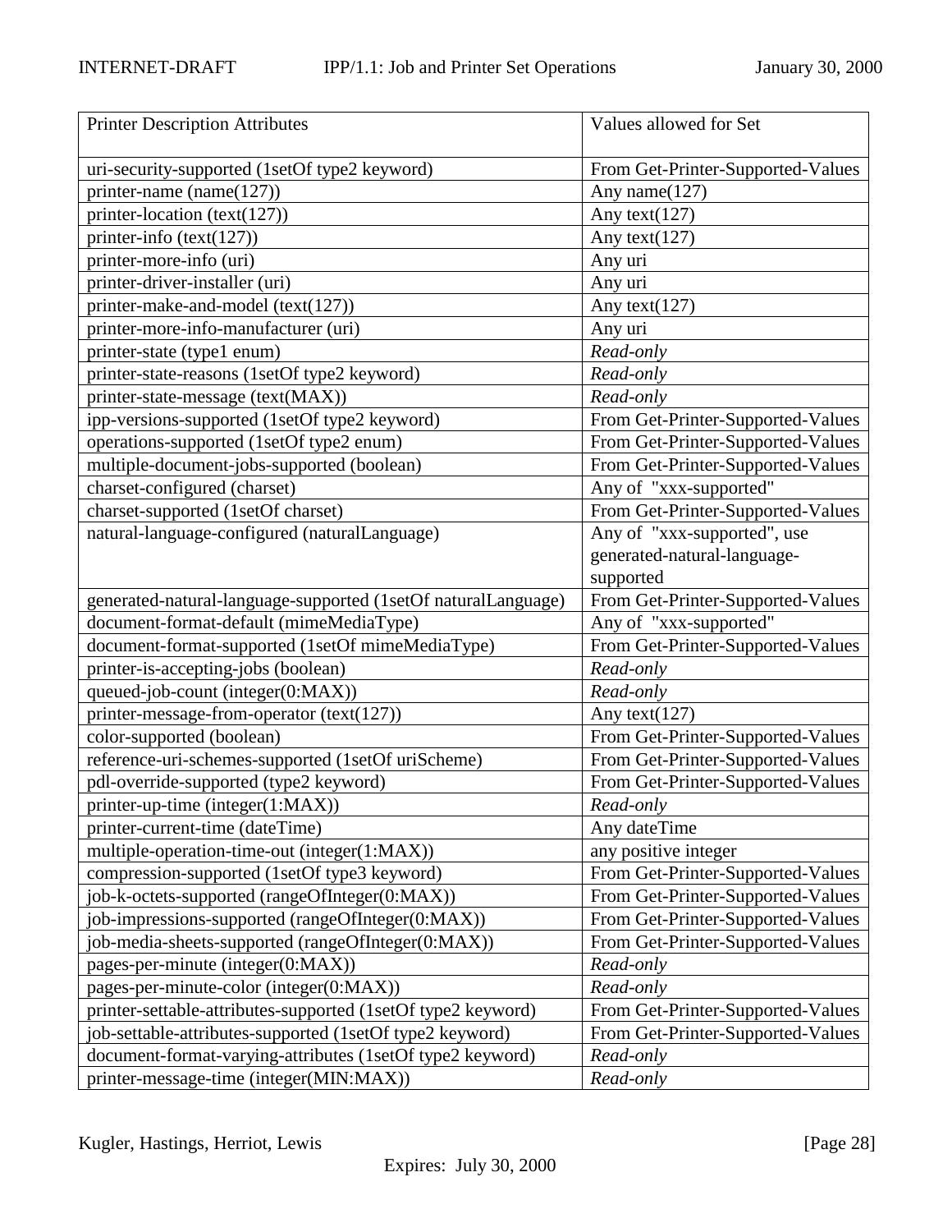| Printer Description Attributes | Values allowed for Set |
|---|---|
| uri-security-supported (1setOf type2 keyword) | From Get-Printer-Supported-Values |
| printer-name (name(127)) | Any name(127) |
| printer-location (text(127)) | Any text(127) |
| printer-info (text(127)) | Any text(127) |
| printer-more-info (uri) | Any uri |
| printer-driver-installer (uri) | Any uri |
| printer-make-and-model (text(127)) | Any text(127) |
| printer-more-info-manufacturer (uri) | Any uri |
| printer-state (type1 enum) | *Read-only* |
| printer-state-reasons (1setOf type2 keyword) | *Read-only* |
| printer-state-message (text(MAX)) | *Read-only* |
| ipp-versions-supported (1setOf type2 keyword) | From Get-Printer-Supported-Values |
| operations-supported (1setOf type2 enum) | From Get-Printer-Supported-Values |
| multiple-document-jobs-supported (boolean) | From Get-Printer-Supported-Values |
| charset-configured (charset) | Any of "xxx-supported" |
| charset-supported (1setOf charset) | From Get-Printer-Supported-Values |
| natural-language-configured (naturalLanguage) | Any of "xxx-supported", use generated-natural-language-supported |
| generated-natural-language-supported (1setOf naturalLanguage) | From Get-Printer-Supported-Values |
| document-format-default (mimeMediaType) | Any of "xxx-supported" |
| document-format-supported (1setOf mimeMediaType) | From Get-Printer-Supported-Values |
| printer-is-accepting-jobs (boolean) | *Read-only* |
| queued-job-count (integer(0:MAX)) | *Read-only* |
| printer-message-from-operator (text(127)) | Any text(127) |
| color-supported (boolean) | From Get-Printer-Supported-Values |
| reference-uri-schemes-supported (1setOf uriScheme) | From Get-Printer-Supported-Values |
| pdl-override-supported (type2 keyword) | From Get-Printer-Supported-Values |
| printer-up-time (integer(1:MAX)) | *Read-only* |
| printer-current-time (dateTime) | Any dateTime |
| multiple-operation-time-out (integer(1:MAX)) | any positive integer |
| compression-supported (1setOf type3 keyword) | From Get-Printer-Supported-Values |
| job-k-octets-supported (rangeOfInteger(0:MAX)) | From Get-Printer-Supported-Values |
| job-impressions-supported (rangeOfInteger(0:MAX)) | From Get-Printer-Supported-Values |
| job-media-sheets-supported (rangeOfInteger(0:MAX)) | From Get-Printer-Supported-Values |
| pages-per-minute (integer(0:MAX)) | *Read-only* |
| pages-per-minute-color (integer(0:MAX)) | *Read-only* |
| printer-settable-attributes-supported (1setOf type2 keyword) | From Get-Printer-Supported-Values |
| job-settable-attributes-supported (1setOf type2 keyword) | From Get-Printer-Supported-Values |
| document-format-varying-attributes (1setOf type2 keyword) | *Read-only* |
| printer-message-time (integer(MIN:MAX)) | *Read-only* |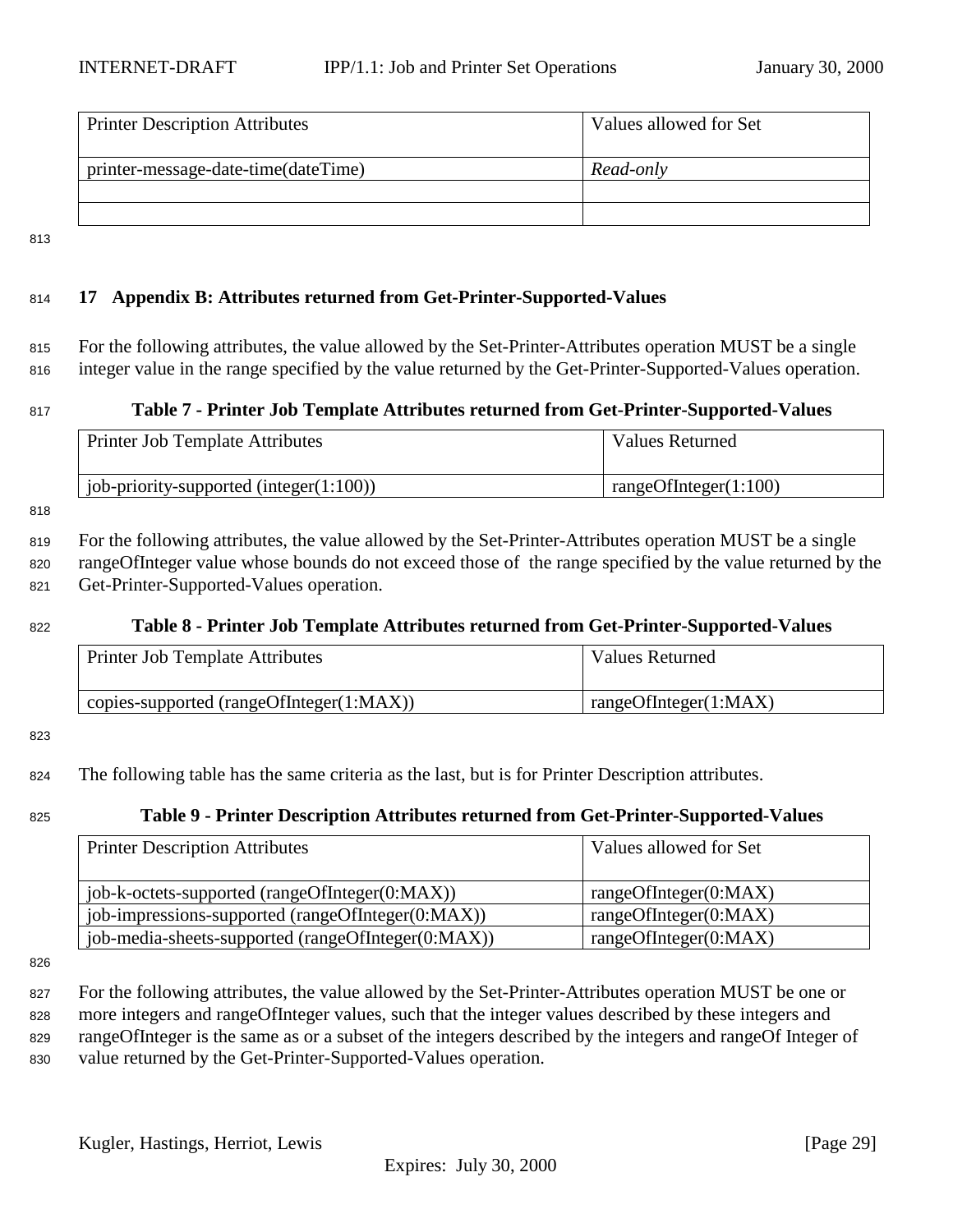| Printer Description Attributes | Values allowed for Set |
|---|---|
| printer-message-date-time(dateTime) | *Read-only* |
| | |
| | |

## 17 Appendix B: Attributes returned from Get-Printer-Supported-Values

For the following attributes, the value allowed by the Set-Printer-Attributes operation MUST be a single integer value in the range specified by the value returned by the Get-Printer-Supported-Values operation.

**Table 7 - Printer Job Template Attributes returned from Get-Printer-Supported-Values**

| Printer Job Template Attributes | Values Returned |
|---|---|
| job-priority-supported (integer(1:100)) | rangeOfInteger(1:100) |

For the following attributes, the value allowed by the Set-Printer-Attributes operation MUST be a single rangeOfInteger value whose bounds do not exceed those of the range specified by the value returned by the Get-Printer-Supported-Values operation.

**Table 8 - Printer Job Template Attributes returned from Get-Printer-Supported-Values**

| Printer Job Template Attributes | Values Returned |
|---|---|
| copies-supported (rangeOfInteger(1:MAX)) | rangeOfInteger(1:MAX) |

The following table has the same criteria as the last, but is for Printer Description attributes.

**Table 9 - Printer Description Attributes returned from Get-Printer-Supported-Values**

| Printer Description Attributes | Values allowed for Set |
|---|---|
| job-k-octets-supported (rangeOfInteger(0:MAX)) | rangeOfInteger(0:MAX) |
| job-impressions-supported (rangeOfInteger(0:MAX)) | rangeOfInteger(0:MAX) |
| job-media-sheets-supported (rangeOfInteger(0:MAX)) | rangeOfInteger(0:MAX) |

For the following attributes, the value allowed by the Set-Printer-Attributes operation MUST be one or more integers and rangeOfInteger values, such that the integer values described by these integers and rangeOfInteger is the same as or a subset of the integers described by the integers and rangeOf Integer of value returned by the Get-Printer-Supported-Values operation.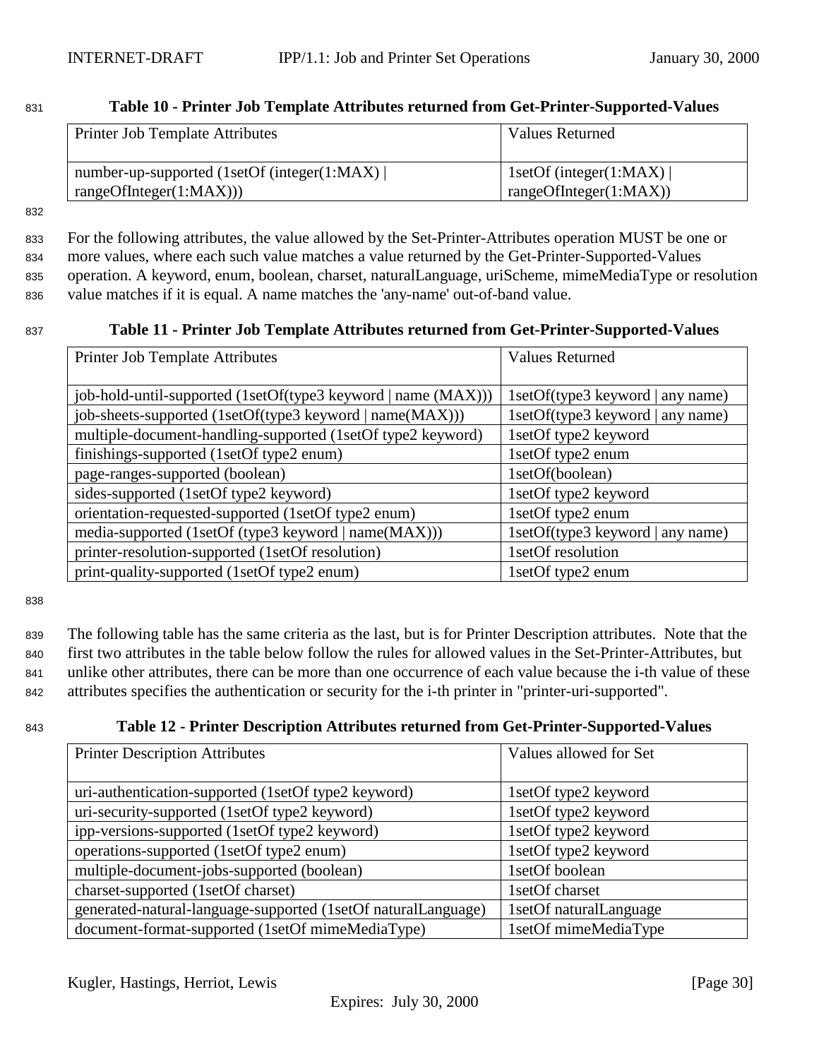**Table 10 - Printer Job Template Attributes returned from Get-Printer-Supported-Values**

| Printer Job Template Attributes | Values Returned |
|---|---|
| number-up-supported (1setOf (integer(1:MAX) \| rangeOfInteger(1:MAX))) | 1setOf (integer(1:MAX) \| rangeOfInteger(1:MAX)) |

For the following attributes, the value allowed by the Set-Printer-Attributes operation MUST be one or more values, where each such value matches a value returned by the Get-Printer-Supported-Values operation. A keyword, enum, boolean, charset, naturalLanguage, uriScheme, mimeMediaType or resolution value matches if it is equal. A name matches the 'any-name' out-of-band value.

**Table 11 - Printer Job Template Attributes returned from Get-Printer-Supported-Values**

| Printer Job Template Attributes | Values Returned |
|---|---|
| job-hold-until-supported (1setOf(type3 keyword \| name (MAX))) | 1setOf(type3 keyword \| any name) |
| job-sheets-supported (1setOf(type3 keyword \| name(MAX))) | 1setOf(type3 keyword \| any name) |
| multiple-document-handling-supported (1setOf type2 keyword) | 1setOf type2 keyword |
| finishings-supported (1setOf type2 enum) | 1setOf type2 enum |
| page-ranges-supported (boolean) | 1setOf(boolean) |
| sides-supported (1setOf type2 keyword) | 1setOf type2 keyword |
| orientation-requested-supported (1setOf type2 enum) | 1setOf type2 enum |
| media-supported (1setOf (type3 keyword \| name(MAX))) | 1setOf(type3 keyword \| any name) |
| printer-resolution-supported (1setOf resolution) | 1setOf resolution |
| print-quality-supported (1setOf type2 enum) | 1setOf type2 enum |

The following table has the same criteria as the last, but is for Printer Description attributes. Note that the first two attributes in the table below follow the rules for allowed values in the Set-Printer-Attributes, but unlike other attributes, there can be more than one occurrence of each value because the i-th value of these attributes specifies the authentication or security for the i-th printer in "printer-uri-supported".

**Table 12 - Printer Description Attributes returned from Get-Printer-Supported-Values**

| Printer Description Attributes | Values allowed for Set |
|---|---|
| uri-authentication-supported (1setOf type2 keyword) | 1setOf type2 keyword |
| uri-security-supported (1setOf type2 keyword) | 1setOf type2 keyword |
| ipp-versions-supported (1setOf type2 keyword) | 1setOf type2 keyword |
| operations-supported (1setOf type2 enum) | 1setOf type2 keyword |
| multiple-document-jobs-supported (boolean) | 1setOf boolean |
| charset-supported (1setOf charset) | 1setOf charset |
| generated-natural-language-supported (1setOf naturalLanguage) | 1setOf naturalLanguage |
| document-format-supported (1setOf mimeMediaType) | 1setOf mimeMediaType |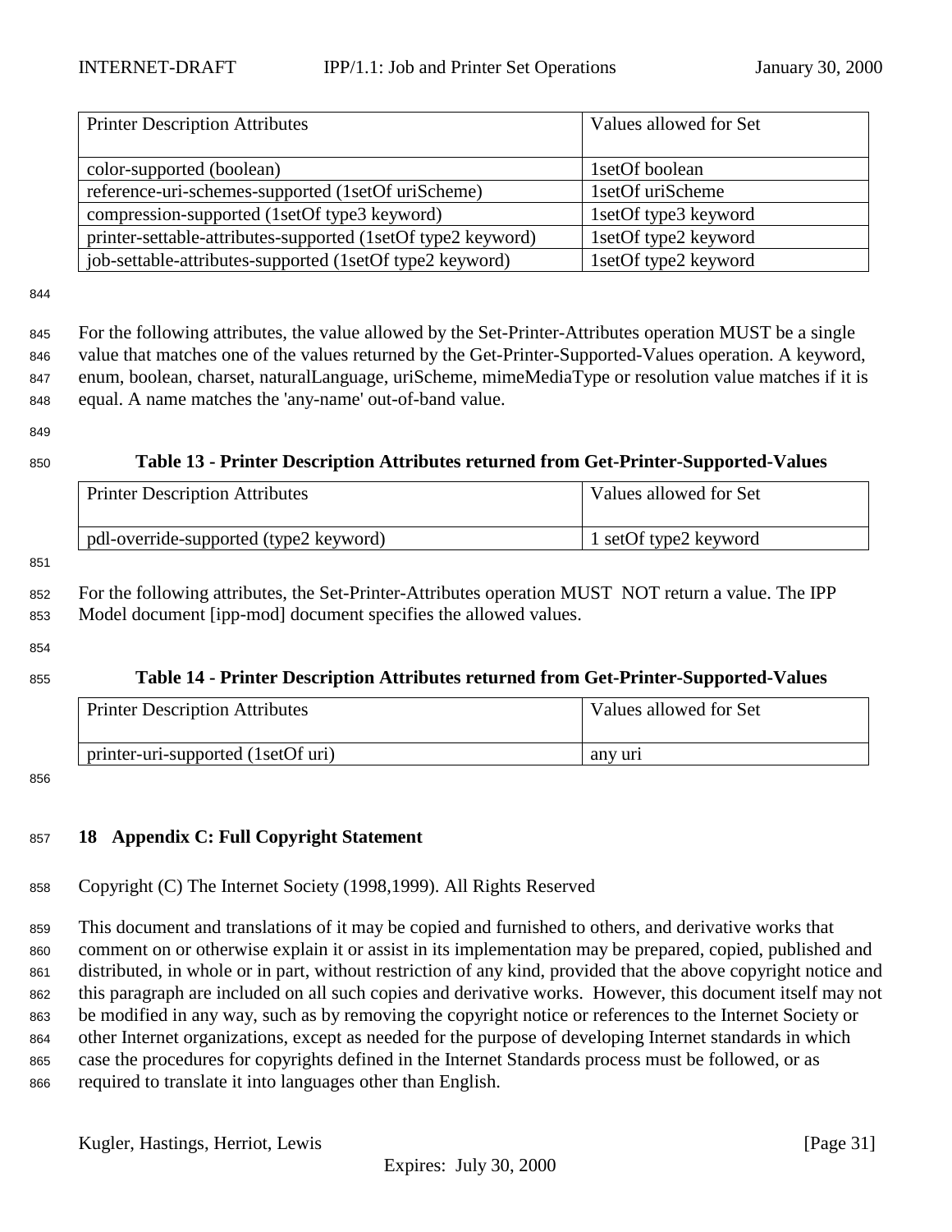| Printer Description Attributes | Values allowed for Set |
| --- | --- |
| color-supported (boolean) | 1setOf boolean |
| reference-uri-schemes-supported (1setOf uriScheme) | 1setOf uriScheme |
| compression-supported (1setOf type3 keyword) | 1setOf type3 keyword |
| printer-settable-attributes-supported (1setOf type2 keyword) | 1setOf type2 keyword |
| job-settable-attributes-supported (1setOf type2 keyword) | 1setOf type2 keyword |

For the following attributes, the value allowed by the Set-Printer-Attributes operation MUST be a single value that matches one of the values returned by the Get-Printer-Supported-Values operation. A keyword, enum, boolean, charset, naturalLanguage, uriScheme, mimeMediaType or resolution value matches if it is equal. A name matches the 'any-name' out-of-band value.

**Table 13 - Printer Description Attributes returned from Get-Printer-Supported-Values**

| Printer Description Attributes | Values allowed for Set |
| --- | --- |
| pdl-override-supported (type2 keyword) | 1 setOf type2 keyword |

For the following attributes, the Set-Printer-Attributes operation MUST NOT return a value. The IPP Model document [ipp-mod] document specifies the allowed values.

**Table 14 - Printer Description Attributes returned from Get-Printer-Supported-Values**

| Printer Description Attributes | Values allowed for Set |
| --- | --- |
| printer-uri-supported (1setOf uri) | any uri |

## 18 Appendix C: Full Copyright Statement

Copyright (C) The Internet Society (1998,1999). All Rights Reserved

This document and translations of it may be copied and furnished to others, and derivative works that comment on or otherwise explain it or assist in its implementation may be prepared, copied, published and distributed, in whole or in part, without restriction of any kind, provided that the above copyright notice and this paragraph are included on all such copies and derivative works. However, this document itself may not be modified in any way, such as by removing the copyright notice or references to the Internet Society or other Internet organizations, except as needed for the purpose of developing Internet standards in which case the procedures for copyrights defined in the Internet Standards process must be followed, or as required to translate it into languages other than English.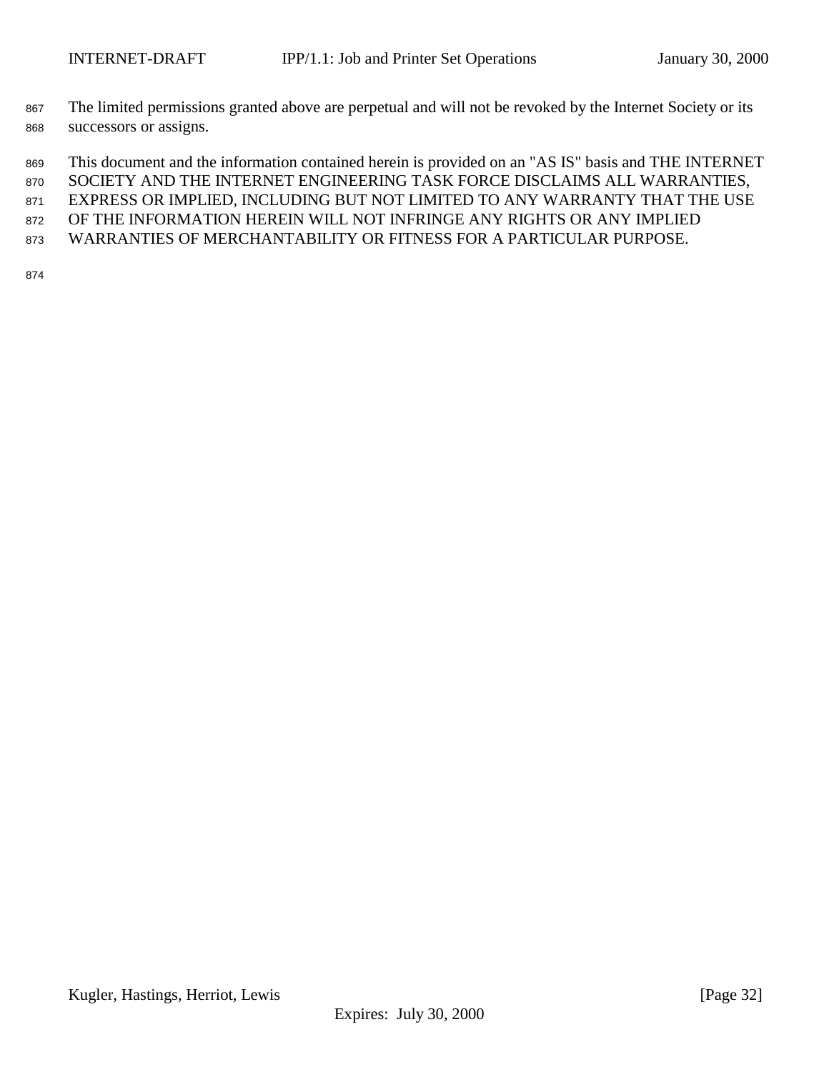The limited permissions granted above are perpetual and will not be revoked by the Internet Society or its successors or assigns.

This document and the information contained herein is provided on an "AS IS" basis and THE INTERNET SOCIETY AND THE INTERNET ENGINEERING TASK FORCE DISCLAIMS ALL WARRANTIES, EXPRESS OR IMPLIED, INCLUDING BUT NOT LIMITED TO ANY WARRANTY THAT THE USE OF THE INFORMATION HEREIN WILL NOT INFRINGE ANY RIGHTS OR ANY IMPLIED WARRANTIES OF MERCHANTABILITY OR FITNESS FOR A PARTICULAR PURPOSE.